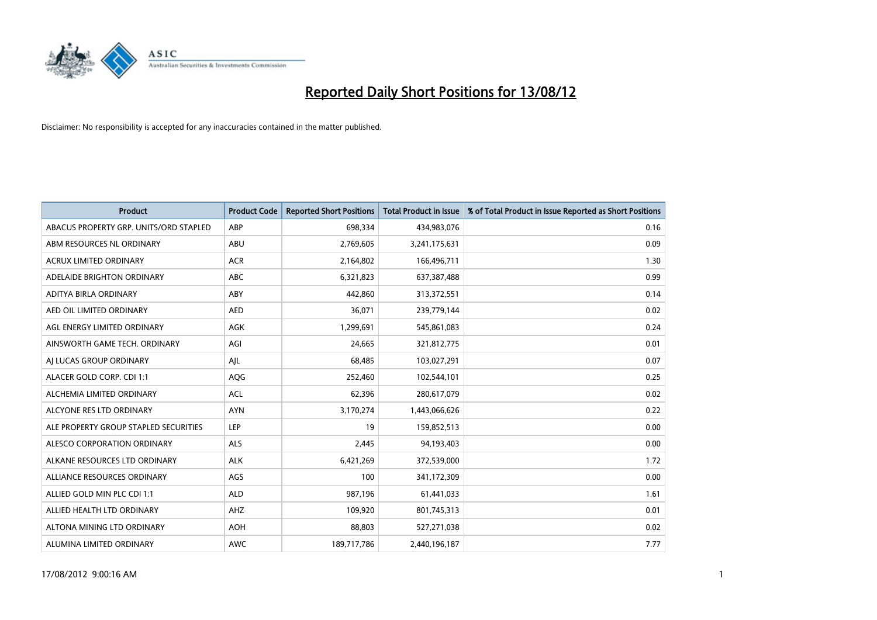# Reported Daily Short Positions for 13/08/12

Disclaimer: No responsibility is accepted for any inaccuracies contained in the matter published.

| Product | Product Code | Reported Short Positions | Total Product in Issue | % of Total Product in Issue Reported as Short Positions |
|---|---|---|---|---|
| ABACUS PROPERTY GRP. UNITS/ORD STAPLED | ABP | 698,334 | 434,983,076 | 0.16 |
| ABM RESOURCES NL ORDINARY | ABU | 2,769,605 | 3,241,175,631 | 0.09 |
| ACRUX LIMITED ORDINARY | ACR | 2,164,802 | 166,496,711 | 1.30 |
| ADELAIDE BRIGHTON ORDINARY | ABC | 6,321,823 | 637,387,488 | 0.99 |
| ADITYA BIRLA ORDINARY | ABY | 442,860 | 313,372,551 | 0.14 |
| AED OIL LIMITED ORDINARY | AED | 36,071 | 239,779,144 | 0.02 |
| AGL ENERGY LIMITED ORDINARY | AGK | 1,299,691 | 545,861,083 | 0.24 |
| AINSWORTH GAME TECH. ORDINARY | AGI | 24,665 | 321,812,775 | 0.01 |
| AJ LUCAS GROUP ORDINARY | AJL | 68,485 | 103,027,291 | 0.07 |
| ALACER GOLD CORP. CDI 1:1 | AQG | 252,460 | 102,544,101 | 0.25 |
| ALCHEMIA LIMITED ORDINARY | ACL | 62,396 | 280,617,079 | 0.02 |
| ALCYONE RES LTD ORDINARY | AYN | 3,170,274 | 1,443,066,626 | 0.22 |
| ALE PROPERTY GROUP STAPLED SECURITIES | LEP | 19 | 159,852,513 | 0.00 |
| ALESCO CORPORATION ORDINARY | ALS | 2,445 | 94,193,403 | 0.00 |
| ALKANE RESOURCES LTD ORDINARY | ALK | 6,421,269 | 372,539,000 | 1.72 |
| ALLIANCE RESOURCES ORDINARY | AGS | 100 | 341,172,309 | 0.00 |
| ALLIED GOLD MIN PLC CDI 1:1 | ALD | 987,196 | 61,441,033 | 1.61 |
| ALLIED HEALTH LTD ORDINARY | AHZ | 109,920 | 801,745,313 | 0.01 |
| ALTONA MINING LTD ORDINARY | AOH | 88,803 | 527,271,038 | 0.02 |
| ALUMINA LIMITED ORDINARY | AWC | 189,717,786 | 2,440,196,187 | 7.77 |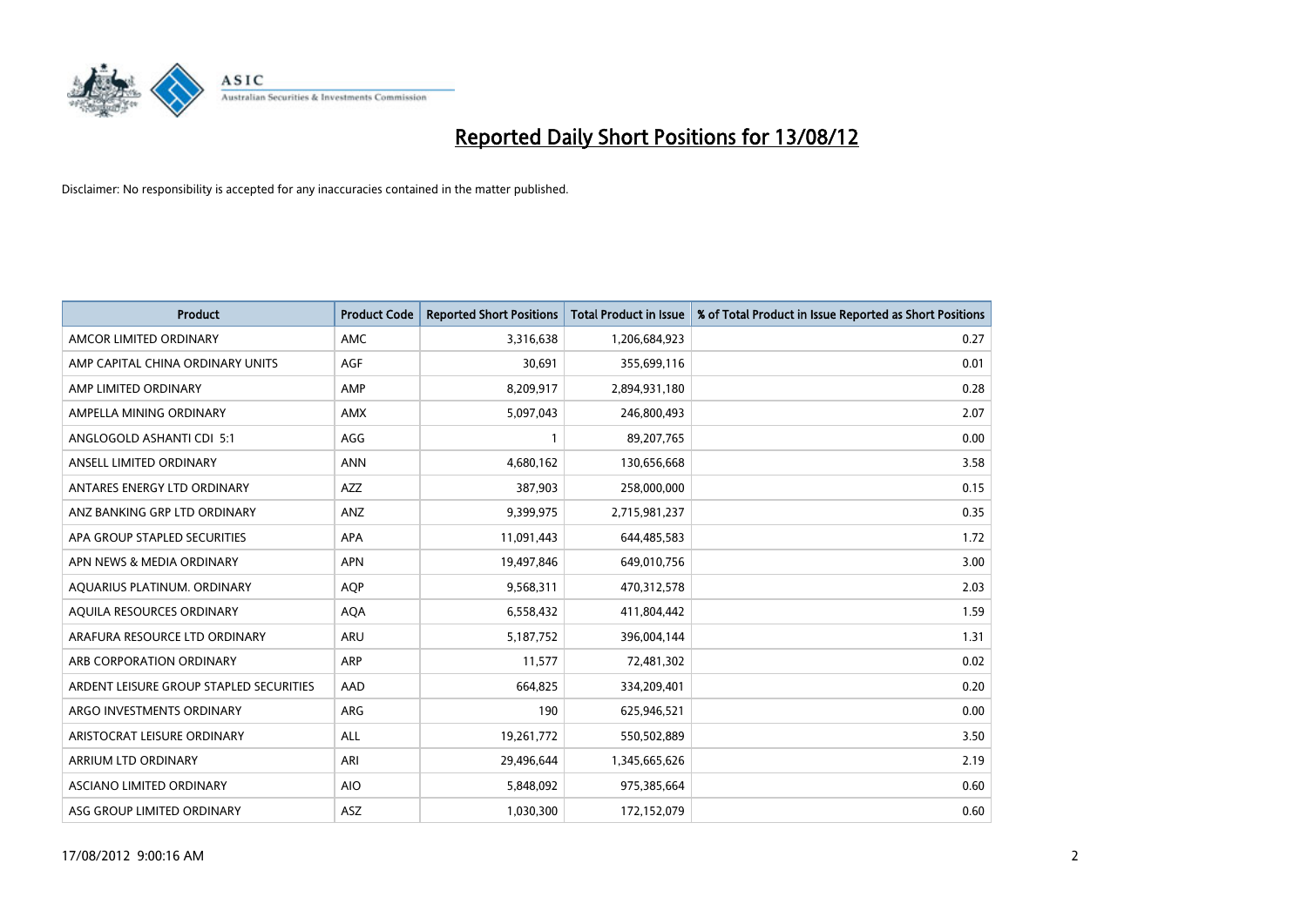# Reported Daily Short Positions for 13/08/12

Disclaimer: No responsibility is accepted for any inaccuracies contained in the matter published.

| Product | Product Code | Reported Short Positions | Total Product in Issue | % of Total Product in Issue Reported as Short Positions |
|---|---|---|---|---|
| AMCOR LIMITED ORDINARY | AMC | 3,316,638 | 1,206,684,923 | 0.27 |
| AMP CAPITAL CHINA ORDINARY UNITS | AGF | 30,691 | 355,699,116 | 0.01 |
| AMP LIMITED ORDINARY | AMP | 8,209,917 | 2,894,931,180 | 0.28 |
| AMPELLA MINING ORDINARY | AMX | 5,097,043 | 246,800,493 | 2.07 |
| ANGLOGOLD ASHANTI CDI 5:1 | AGG | 1 | 89,207,765 | 0.00 |
| ANSELL LIMITED ORDINARY | ANN | 4,680,162 | 130,656,668 | 3.58 |
| ANTARES ENERGY LTD ORDINARY | AZZ | 387,903 | 258,000,000 | 0.15 |
| ANZ BANKING GRP LTD ORDINARY | ANZ | 9,399,975 | 2,715,981,237 | 0.35 |
| APA GROUP STAPLED SECURITIES | APA | 11,091,443 | 644,485,583 | 1.72 |
| APN NEWS & MEDIA ORDINARY | APN | 19,497,846 | 649,010,756 | 3.00 |
| AQUARIUS PLATINUM. ORDINARY | AQP | 9,568,311 | 470,312,578 | 2.03 |
| AQUILA RESOURCES ORDINARY | AQA | 6,558,432 | 411,804,442 | 1.59 |
| ARAFURA RESOURCE LTD ORDINARY | ARU | 5,187,752 | 396,004,144 | 1.31 |
| ARB CORPORATION ORDINARY | ARP | 11,577 | 72,481,302 | 0.02 |
| ARDENT LEISURE GROUP STAPLED SECURITIES | AAD | 664,825 | 334,209,401 | 0.20 |
| ARGO INVESTMENTS ORDINARY | ARG | 190 | 625,946,521 | 0.00 |
| ARISTOCRAT LEISURE ORDINARY | ALL | 19,261,772 | 550,502,889 | 3.50 |
| ARRIUM LTD ORDINARY | ARI | 29,496,644 | 1,345,665,626 | 2.19 |
| ASCIANO LIMITED ORDINARY | AIO | 5,848,092 | 975,385,664 | 0.60 |
| ASG GROUP LIMITED ORDINARY | ASZ | 1,030,300 | 172,152,079 | 0.60 |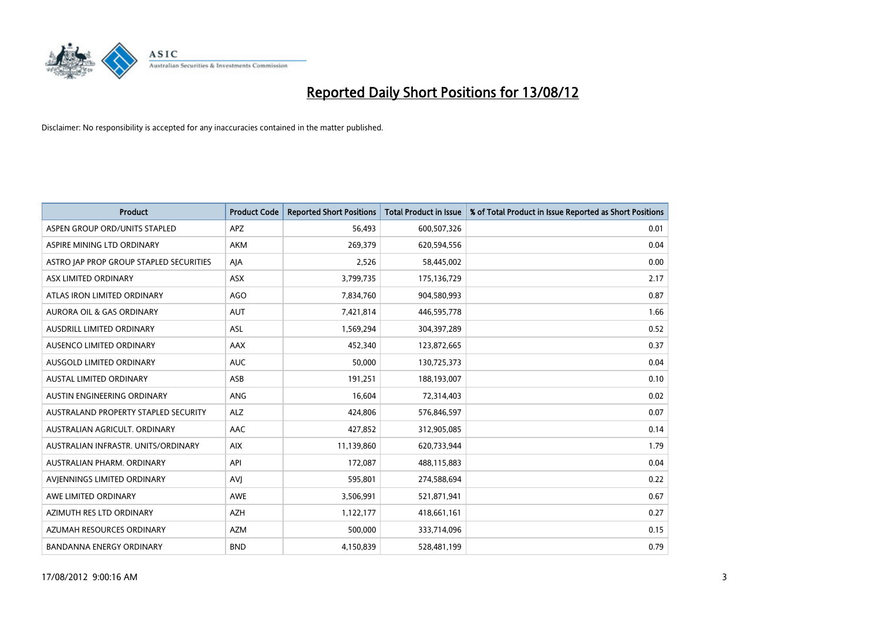# Reported Daily Short Positions for 13/08/12

Disclaimer: No responsibility is accepted for any inaccuracies contained in the matter published.

| Product | Product Code | Reported Short Positions | Total Product in Issue | % of Total Product in Issue Reported as Short Positions |
|---|---|---|---|---|
| ASPEN GROUP ORD/UNITS STAPLED | APZ | 56,493 | 600,507,326 | 0.01 |
| ASPIRE MINING LTD ORDINARY | AKM | 269,379 | 620,594,556 | 0.04 |
| ASTRO JAP PROP GROUP STAPLED SECURITIES | AJA | 2,526 | 58,445,002 | 0.00 |
| ASX LIMITED ORDINARY | ASX | 3,799,735 | 175,136,729 | 2.17 |
| ATLAS IRON LIMITED ORDINARY | AGO | 7,834,760 | 904,580,993 | 0.87 |
| AURORA OIL & GAS ORDINARY | AUT | 7,421,814 | 446,595,778 | 1.66 |
| AUSDRILL LIMITED ORDINARY | ASL | 1,569,294 | 304,397,289 | 0.52 |
| AUSENCO LIMITED ORDINARY | AAX | 452,340 | 123,872,665 | 0.37 |
| AUSGOLD LIMITED ORDINARY | AUC | 50,000 | 130,725,373 | 0.04 |
| AUSTAL LIMITED ORDINARY | ASB | 191,251 | 188,193,007 | 0.10 |
| AUSTIN ENGINEERING ORDINARY | ANG | 16,604 | 72,314,403 | 0.02 |
| AUSTRALAND PROPERTY STAPLED SECURITY | ALZ | 424,806 | 576,846,597 | 0.07 |
| AUSTRALIAN AGRICULT. ORDINARY | AAC | 427,852 | 312,905,085 | 0.14 |
| AUSTRALIAN INFRASTR. UNITS/ORDINARY | AIX | 11,139,860 | 620,733,944 | 1.79 |
| AUSTRALIAN PHARM. ORDINARY | API | 172,087 | 488,115,883 | 0.04 |
| AVJENNINGS LIMITED ORDINARY | AVJ | 595,801 | 274,588,694 | 0.22 |
| AWE LIMITED ORDINARY | AWE | 3,506,991 | 521,871,941 | 0.67 |
| AZIMUTH RES LTD ORDINARY | AZH | 1,122,177 | 418,661,161 | 0.27 |
| AZUMAH RESOURCES ORDINARY | AZM | 500,000 | 333,714,096 | 0.15 |
| BANDANNA ENERGY ORDINARY | BND | 4,150,839 | 528,481,199 | 0.79 |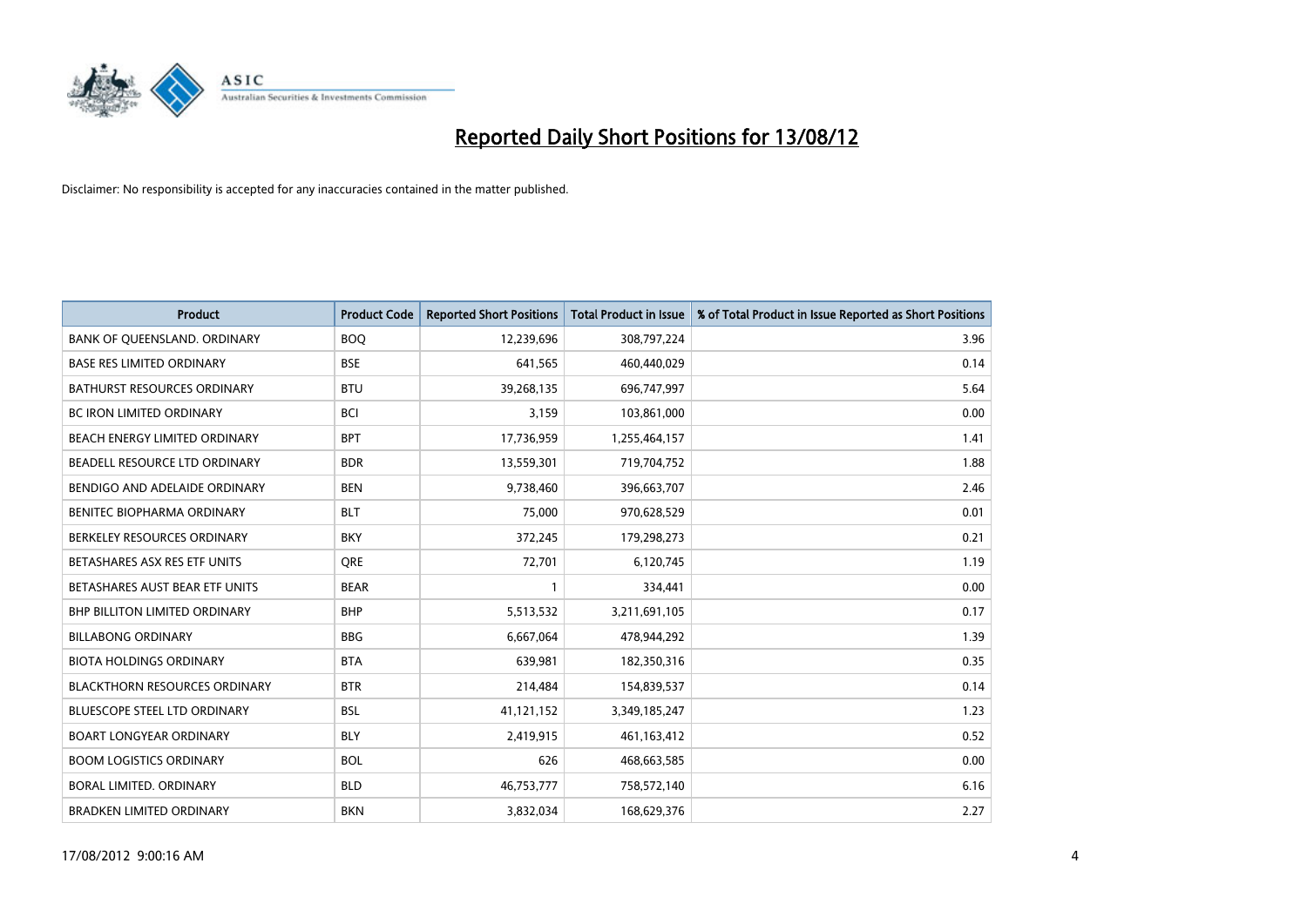# Reported Daily Short Positions for 13/08/12

Disclaimer: No responsibility is accepted for any inaccuracies contained in the matter published.

| Product | Product Code | Reported Short Positions | Total Product in Issue | % of Total Product in Issue Reported as Short Positions |
|---|---|---|---|---|
| BANK OF QUEENSLAND. ORDINARY | BOQ | 12,239,696 | 308,797,224 | 3.96 |
| BASE RES LIMITED ORDINARY | BSE | 641,565 | 460,440,029 | 0.14 |
| BATHURST RESOURCES ORDINARY | BTU | 39,268,135 | 696,747,997 | 5.64 |
| BC IRON LIMITED ORDINARY | BCI | 3,159 | 103,861,000 | 0.00 |
| BEACH ENERGY LIMITED ORDINARY | BPT | 17,736,959 | 1,255,464,157 | 1.41 |
| BEADELL RESOURCE LTD ORDINARY | BDR | 13,559,301 | 719,704,752 | 1.88 |
| BENDIGO AND ADELAIDE ORDINARY | BEN | 9,738,460 | 396,663,707 | 2.46 |
| BENITEC BIOPHARMA ORDINARY | BLT | 75,000 | 970,628,529 | 0.01 |
| BERKELEY RESOURCES ORDINARY | BKY | 372,245 | 179,298,273 | 0.21 |
| BETASHARES ASX RES ETF UNITS | QRE | 72,701 | 6,120,745 | 1.19 |
| BETASHARES AUST BEAR ETF UNITS | BEAR | 1 | 334,441 | 0.00 |
| BHP BILLITON LIMITED ORDINARY | BHP | 5,513,532 | 3,211,691,105 | 0.17 |
| BILLABONG ORDINARY | BBG | 6,667,064 | 478,944,292 | 1.39 |
| BIOTA HOLDINGS ORDINARY | BTA | 639,981 | 182,350,316 | 0.35 |
| BLACKTHORN RESOURCES ORDINARY | BTR | 214,484 | 154,839,537 | 0.14 |
| BLUESCOPE STEEL LTD ORDINARY | BSL | 41,121,152 | 3,349,185,247 | 1.23 |
| BOART LONGYEAR ORDINARY | BLY | 2,419,915 | 461,163,412 | 0.52 |
| BOOM LOGISTICS ORDINARY | BOL | 626 | 468,663,585 | 0.00 |
| BORAL LIMITED. ORDINARY | BLD | 46,753,777 | 758,572,140 | 6.16 |
| BRADKEN LIMITED ORDINARY | BKN | 3,832,034 | 168,629,376 | 2.27 |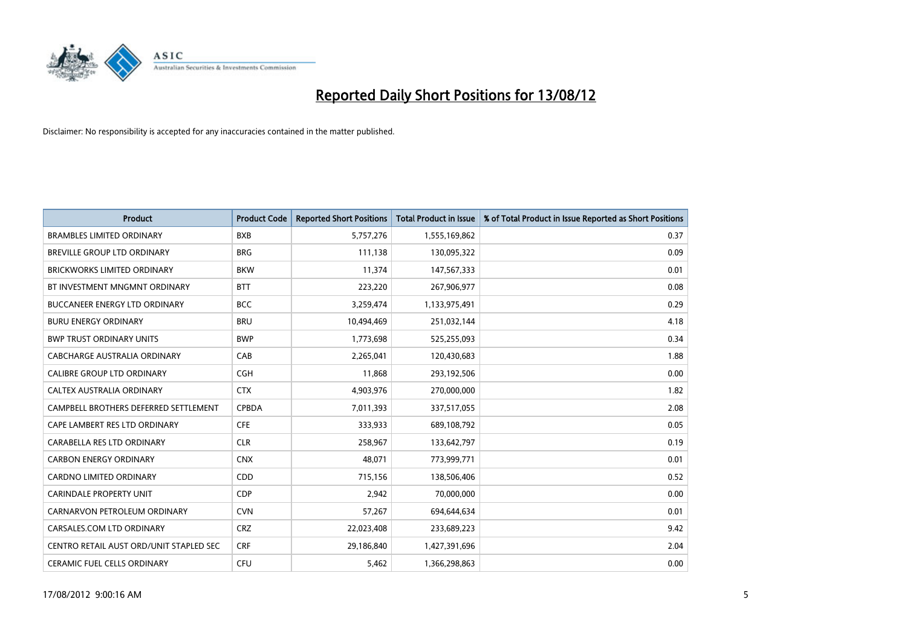# Reported Daily Short Positions for 13/08/12

Disclaimer: No responsibility is accepted for any inaccuracies contained in the matter published.

| Product | Product Code | Reported Short Positions | Total Product in Issue | % of Total Product in Issue Reported as Short Positions |
|---|---|---|---|---|
| BRAMBLES LIMITED ORDINARY | BXB | 5,757,276 | 1,555,169,862 | 0.37 |
| BREVILLE GROUP LTD ORDINARY | BRG | 111,138 | 130,095,322 | 0.09 |
| BRICKWORKS LIMITED ORDINARY | BKW | 11,374 | 147,567,333 | 0.01 |
| BT INVESTMENT MNGMNT ORDINARY | BTT | 223,220 | 267,906,977 | 0.08 |
| BUCCANEER ENERGY LTD ORDINARY | BCC | 3,259,474 | 1,133,975,491 | 0.29 |
| BURU ENERGY ORDINARY | BRU | 10,494,469 | 251,032,144 | 4.18 |
| BWP TRUST ORDINARY UNITS | BWP | 1,773,698 | 525,255,093 | 0.34 |
| CABCHARGE AUSTRALIA ORDINARY | CAB | 2,265,041 | 120,430,683 | 1.88 |
| CALIBRE GROUP LTD ORDINARY | CGH | 11,868 | 293,192,506 | 0.00 |
| CALTEX AUSTRALIA ORDINARY | CTX | 4,903,976 | 270,000,000 | 1.82 |
| CAMPBELL BROTHERS DEFERRED SETTLEMENT | CPBDA | 7,011,393 | 337,517,055 | 2.08 |
| CAPE LAMBERT RES LTD ORDINARY | CFE | 333,933 | 689,108,792 | 0.05 |
| CARABELLA RES LTD ORDINARY | CLR | 258,967 | 133,642,797 | 0.19 |
| CARBON ENERGY ORDINARY | CNX | 48,071 | 773,999,771 | 0.01 |
| CARDNO LIMITED ORDINARY | CDD | 715,156 | 138,506,406 | 0.52 |
| CARINDALE PROPERTY UNIT | CDP | 2,942 | 70,000,000 | 0.00 |
| CARNARVON PETROLEUM ORDINARY | CVN | 57,267 | 694,644,634 | 0.01 |
| CARSALES.COM LTD ORDINARY | CRZ | 22,023,408 | 233,689,223 | 9.42 |
| CENTRO RETAIL AUST ORD/UNIT STAPLED SEC | CRF | 29,186,840 | 1,427,391,696 | 2.04 |
| CERAMIC FUEL CELLS ORDINARY | CFU | 5,462 | 1,366,298,863 | 0.00 |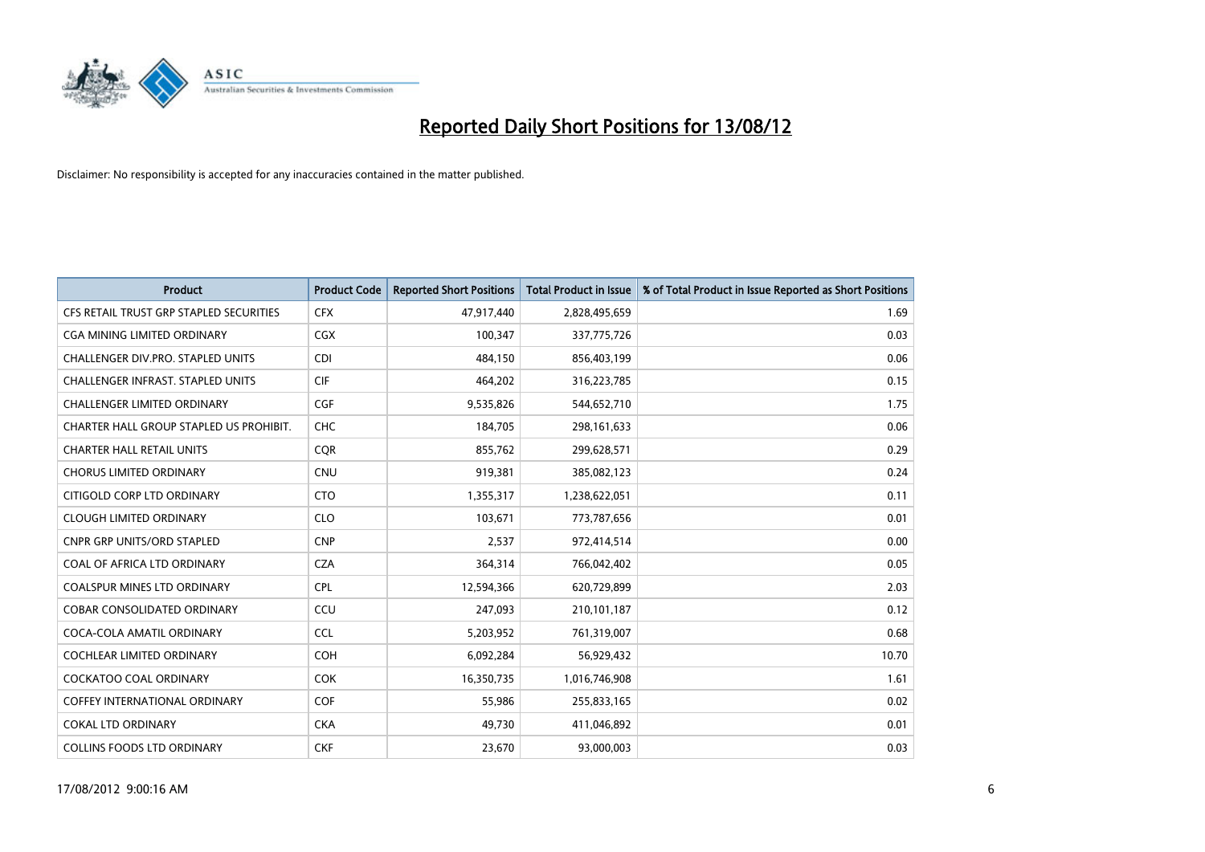# Reported Daily Short Positions for 13/08/12

Disclaimer: No responsibility is accepted for any inaccuracies contained in the matter published.

| Product | Product Code | Reported Short Positions | Total Product in Issue | % of Total Product in Issue Reported as Short Positions |
|---|---|---|---|---|
| CFS RETAIL TRUST GRP STAPLED SECURITIES | CFX | 47,917,440 | 2,828,495,659 | 1.69 |
| CGA MINING LIMITED ORDINARY | CGX | 100,347 | 337,775,726 | 0.03 |
| CHALLENGER DIV.PRO. STAPLED UNITS | CDI | 484,150 | 856,403,199 | 0.06 |
| CHALLENGER INFRAST. STAPLED UNITS | CIF | 464,202 | 316,223,785 | 0.15 |
| CHALLENGER LIMITED ORDINARY | CGF | 9,535,826 | 544,652,710 | 1.75 |
| CHARTER HALL GROUP STAPLED US PROHIBIT. | CHC | 184,705 | 298,161,633 | 0.06 |
| CHARTER HALL RETAIL UNITS | CQR | 855,762 | 299,628,571 | 0.29 |
| CHORUS LIMITED ORDINARY | CNU | 919,381 | 385,082,123 | 0.24 |
| CITIGOLD CORP LTD ORDINARY | CTO | 1,355,317 | 1,238,622,051 | 0.11 |
| CLOUGH LIMITED ORDINARY | CLO | 103,671 | 773,787,656 | 0.01 |
| CNPR GRP UNITS/ORD STAPLED | CNP | 2,537 | 972,414,514 | 0.00 |
| COAL OF AFRICA LTD ORDINARY | CZA | 364,314 | 766,042,402 | 0.05 |
| COALSPUR MINES LTD ORDINARY | CPL | 12,594,366 | 620,729,899 | 2.03 |
| COBAR CONSOLIDATED ORDINARY | CCU | 247,093 | 210,101,187 | 0.12 |
| COCA-COLA AMATIL ORDINARY | CCL | 5,203,952 | 761,319,007 | 0.68 |
| COCHLEAR LIMITED ORDINARY | COH | 6,092,284 | 56,929,432 | 10.70 |
| COCKATOO COAL ORDINARY | COK | 16,350,735 | 1,016,746,908 | 1.61 |
| COFFEY INTERNATIONAL ORDINARY | COF | 55,986 | 255,833,165 | 0.02 |
| COKAL LTD ORDINARY | CKA | 49,730 | 411,046,892 | 0.01 |
| COLLINS FOODS LTD ORDINARY | CKF | 23,670 | 93,000,003 | 0.03 |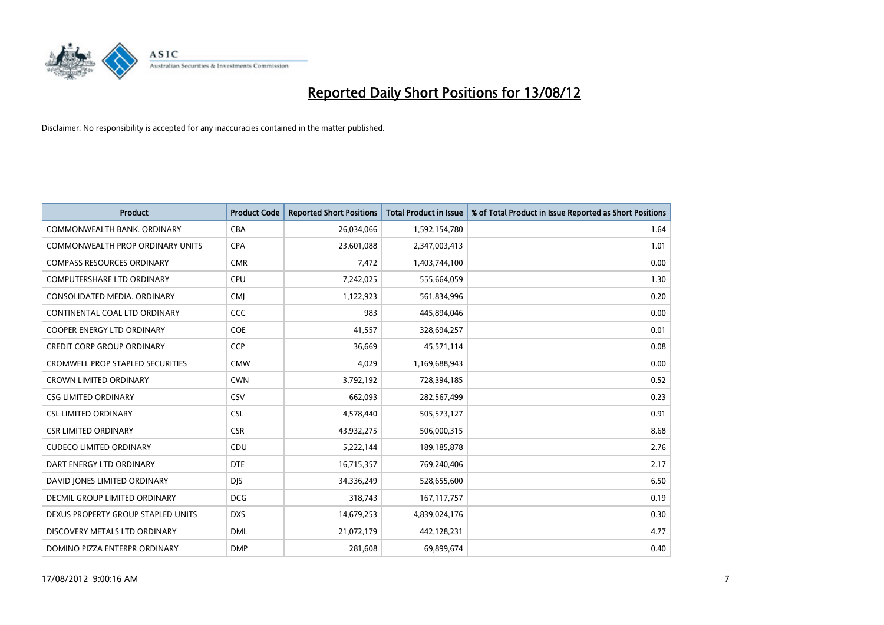# Reported Daily Short Positions for 13/08/12

Disclaimer: No responsibility is accepted for any inaccuracies contained in the matter published.

| Product | Product Code | Reported Short Positions | Total Product in Issue | % of Total Product in Issue Reported as Short Positions |
|---|---|---|---|---|
| COMMONWEALTH BANK. ORDINARY | CBA | 26,034,066 | 1,592,154,780 | 1.64 |
| COMMONWEALTH PROP ORDINARY UNITS | CPA | 23,601,088 | 2,347,003,413 | 1.01 |
| COMPASS RESOURCES ORDINARY | CMR | 7,472 | 1,403,744,100 | 0.00 |
| COMPUTERSHARE LTD ORDINARY | CPU | 7,242,025 | 555,664,059 | 1.30 |
| CONSOLIDATED MEDIA. ORDINARY | CMJ | 1,122,923 | 561,834,996 | 0.20 |
| CONTINENTAL COAL LTD ORDINARY | CCC | 983 | 445,894,046 | 0.00 |
| COOPER ENERGY LTD ORDINARY | COE | 41,557 | 328,694,257 | 0.01 |
| CREDIT CORP GROUP ORDINARY | CCP | 36,669 | 45,571,114 | 0.08 |
| CROMWELL PROP STAPLED SECURITIES | CMW | 4,029 | 1,169,688,943 | 0.00 |
| CROWN LIMITED ORDINARY | CWN | 3,792,192 | 728,394,185 | 0.52 |
| CSG LIMITED ORDINARY | CSV | 662,093 | 282,567,499 | 0.23 |
| CSL LIMITED ORDINARY | CSL | 4,578,440 | 505,573,127 | 0.91 |
| CSR LIMITED ORDINARY | CSR | 43,932,275 | 506,000,315 | 8.68 |
| CUDECO LIMITED ORDINARY | CDU | 5,222,144 | 189,185,878 | 2.76 |
| DART ENERGY LTD ORDINARY | DTE | 16,715,357 | 769,240,406 | 2.17 |
| DAVID JONES LIMITED ORDINARY | DJS | 34,336,249 | 528,655,600 | 6.50 |
| DECMIL GROUP LIMITED ORDINARY | DCG | 318,743 | 167,117,757 | 0.19 |
| DEXUS PROPERTY GROUP STAPLED UNITS | DXS | 14,679,253 | 4,839,024,176 | 0.30 |
| DISCOVERY METALS LTD ORDINARY | DML | 21,072,179 | 442,128,231 | 4.77 |
| DOMINO PIZZA ENTERPR ORDINARY | DMP | 281,608 | 69,899,674 | 0.40 |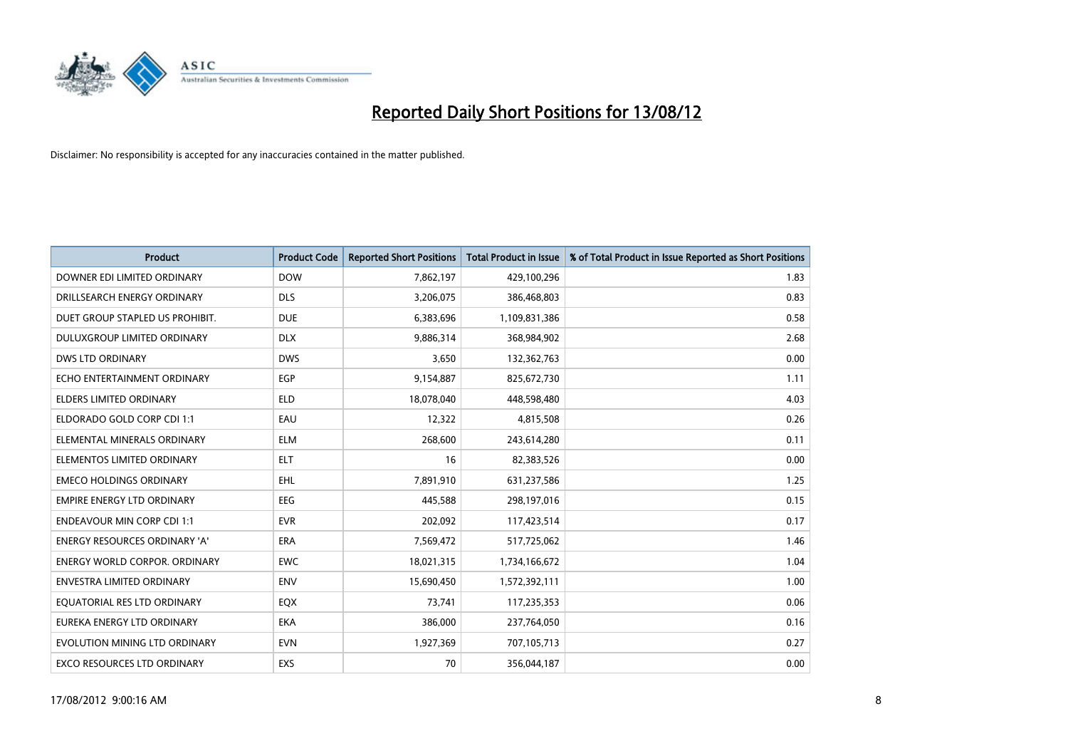# Reported Daily Short Positions for 13/08/12

Disclaimer: No responsibility is accepted for any inaccuracies contained in the matter published.

| Product | Product Code | Reported Short Positions | Total Product in Issue | % of Total Product in Issue Reported as Short Positions |
|---|---|---|---|---|
| DOWNER EDI LIMITED ORDINARY | DOW | 7,862,197 | 429,100,296 | 1.83 |
| DRILLSEARCH ENERGY ORDINARY | DLS | 3,206,075 | 386,468,803 | 0.83 |
| DUET GROUP STAPLED US PROHIBIT. | DUE | 6,383,696 | 1,109,831,386 | 0.58 |
| DULUXGROUP LIMITED ORDINARY | DLX | 9,886,314 | 368,984,902 | 2.68 |
| DWS LTD ORDINARY | DWS | 3,650 | 132,362,763 | 0.00 |
| ECHO ENTERTAINMENT ORDINARY | EGP | 9,154,887 | 825,672,730 | 1.11 |
| ELDERS LIMITED ORDINARY | ELD | 18,078,040 | 448,598,480 | 4.03 |
| ELDORADO GOLD CORP CDI 1:1 | EAU | 12,322 | 4,815,508 | 0.26 |
| ELEMENTAL MINERALS ORDINARY | ELM | 268,600 | 243,614,280 | 0.11 |
| ELEMENTOS LIMITED ORDINARY | ELT | 16 | 82,383,526 | 0.00 |
| EMECO HOLDINGS ORDINARY | EHL | 7,891,910 | 631,237,586 | 1.25 |
| EMPIRE ENERGY LTD ORDINARY | EEG | 445,588 | 298,197,016 | 0.15 |
| ENDEAVOUR MIN CORP CDI 1:1 | EVR | 202,092 | 117,423,514 | 0.17 |
| ENERGY RESOURCES ORDINARY 'A' | ERA | 7,569,472 | 517,725,062 | 1.46 |
| ENERGY WORLD CORPOR. ORDINARY | EWC | 18,021,315 | 1,734,166,672 | 1.04 |
| ENVESTRA LIMITED ORDINARY | ENV | 15,690,450 | 1,572,392,111 | 1.00 |
| EQUATORIAL RES LTD ORDINARY | EQX | 73,741 | 117,235,353 | 0.06 |
| EUREKA ENERGY LTD ORDINARY | EKA | 386,000 | 237,764,050 | 0.16 |
| EVOLUTION MINING LTD ORDINARY | EVN | 1,927,369 | 707,105,713 | 0.27 |
| EXCO RESOURCES LTD ORDINARY | EXS | 70 | 356,044,187 | 0.00 |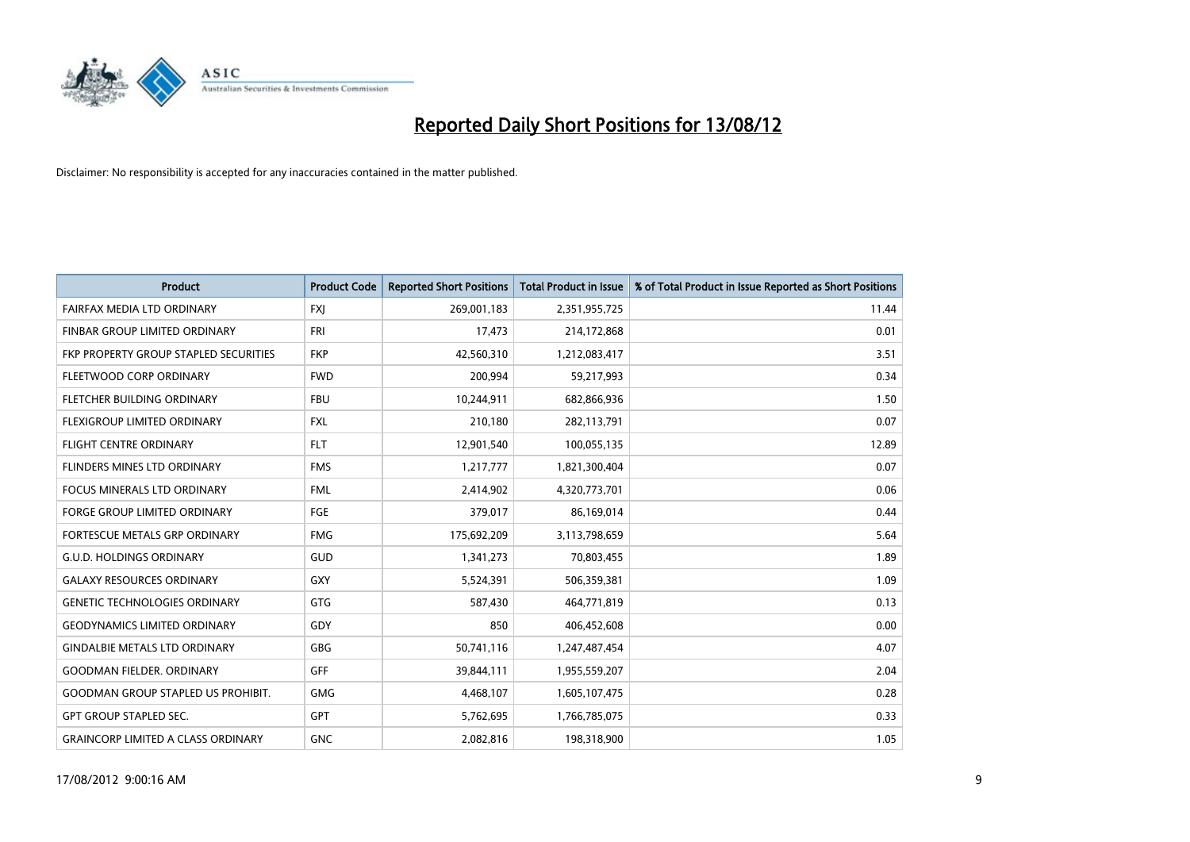# Reported Daily Short Positions for 13/08/12

Disclaimer: No responsibility is accepted for any inaccuracies contained in the matter published.

| Product | Product Code | Reported Short Positions | Total Product in Issue | % of Total Product in Issue Reported as Short Positions |
|---|---|---|---|---|
| FAIRFAX MEDIA LTD ORDINARY | FXJ | 269,001,183 | 2,351,955,725 | 11.44 |
| FINBAR GROUP LIMITED ORDINARY | FRI | 17,473 | 214,172,868 | 0.01 |
| FKP PROPERTY GROUP STAPLED SECURITIES | FKP | 42,560,310 | 1,212,083,417 | 3.51 |
| FLEETWOOD CORP ORDINARY | FWD | 200,994 | 59,217,993 | 0.34 |
| FLETCHER BUILDING ORDINARY | FBU | 10,244,911 | 682,866,936 | 1.50 |
| FLEXIGROUP LIMITED ORDINARY | FXL | 210,180 | 282,113,791 | 0.07 |
| FLIGHT CENTRE ORDINARY | FLT | 12,901,540 | 100,055,135 | 12.89 |
| FLINDERS MINES LTD ORDINARY | FMS | 1,217,777 | 1,821,300,404 | 0.07 |
| FOCUS MINERALS LTD ORDINARY | FML | 2,414,902 | 4,320,773,701 | 0.06 |
| FORGE GROUP LIMITED ORDINARY | FGE | 379,017 | 86,169,014 | 0.44 |
| FORTESCUE METALS GRP ORDINARY | FMG | 175,692,209 | 3,113,798,659 | 5.64 |
| G.U.D. HOLDINGS ORDINARY | GUD | 1,341,273 | 70,803,455 | 1.89 |
| GALAXY RESOURCES ORDINARY | GXY | 5,524,391 | 506,359,381 | 1.09 |
| GENETIC TECHNOLOGIES ORDINARY | GTG | 587,430 | 464,771,819 | 0.13 |
| GEODYNAMICS LIMITED ORDINARY | GDY | 850 | 406,452,608 | 0.00 |
| GINDALBIE METALS LTD ORDINARY | GBG | 50,741,116 | 1,247,487,454 | 4.07 |
| GOODMAN FIELDER. ORDINARY | GFF | 39,844,111 | 1,955,559,207 | 2.04 |
| GOODMAN GROUP STAPLED US PROHIBIT. | GMG | 4,468,107 | 1,605,107,475 | 0.28 |
| GPT GROUP STAPLED SEC. | GPT | 5,762,695 | 1,766,785,075 | 0.33 |
| GRAINCORP LIMITED A CLASS ORDINARY | GNC | 2,082,816 | 198,318,900 | 1.05 |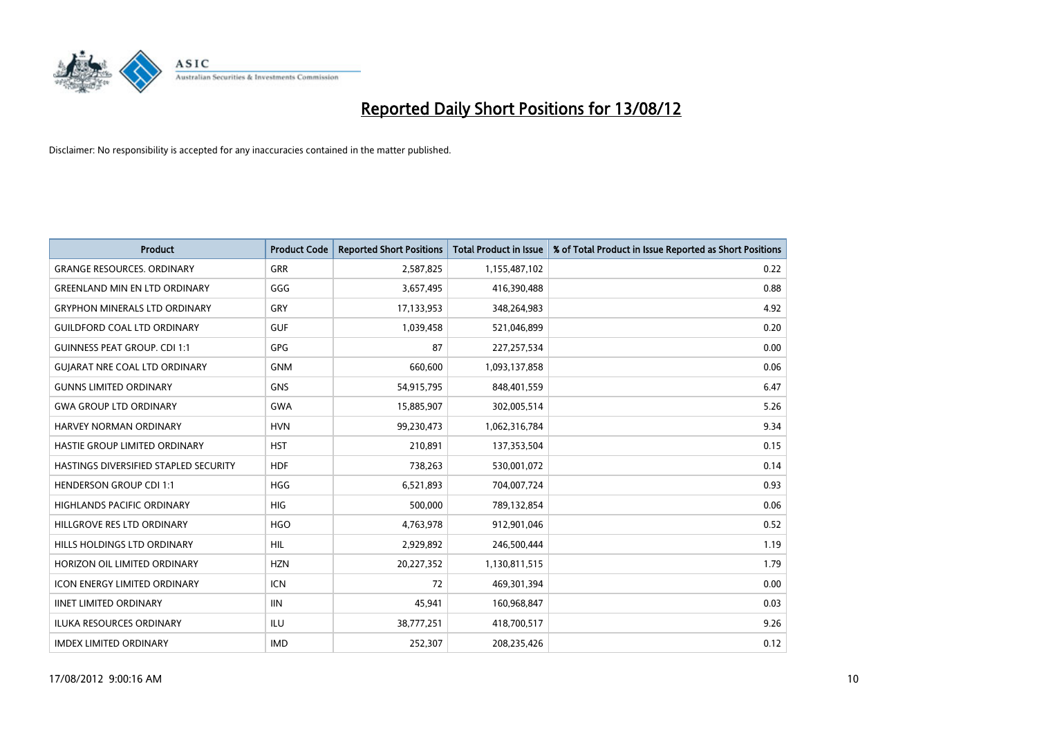# Reported Daily Short Positions for 13/08/12

Disclaimer: No responsibility is accepted for any inaccuracies contained in the matter published.

| Product | Product Code | Reported Short Positions | Total Product in Issue | % of Total Product in Issue Reported as Short Positions |
|---|---|---|---|---|
| GRANGE RESOURCES. ORDINARY | GRR | 2,587,825 | 1,155,487,102 | 0.22 |
| GREENLAND MIN EN LTD ORDINARY | GGG | 3,657,495 | 416,390,488 | 0.88 |
| GRYPHON MINERALS LTD ORDINARY | GRY | 17,133,953 | 348,264,983 | 4.92 |
| GUILDFORD COAL LTD ORDINARY | GUF | 1,039,458 | 521,046,899 | 0.20 |
| GUINNESS PEAT GROUP. CDI 1:1 | GPG | 87 | 227,257,534 | 0.00 |
| GUJARAT NRE COAL LTD ORDINARY | GNM | 660,600 | 1,093,137,858 | 0.06 |
| GUNNS LIMITED ORDINARY | GNS | 54,915,795 | 848,401,559 | 6.47 |
| GWA GROUP LTD ORDINARY | GWA | 15,885,907 | 302,005,514 | 5.26 |
| HARVEY NORMAN ORDINARY | HVN | 99,230,473 | 1,062,316,784 | 9.34 |
| HASTIE GROUP LIMITED ORDINARY | HST | 210,891 | 137,353,504 | 0.15 |
| HASTINGS DIVERSIFIED STAPLED SECURITY | HDF | 738,263 | 530,001,072 | 0.14 |
| HENDERSON GROUP CDI 1:1 | HGG | 6,521,893 | 704,007,724 | 0.93 |
| HIGHLANDS PACIFIC ORDINARY | HIG | 500,000 | 789,132,854 | 0.06 |
| HILLGROVE RES LTD ORDINARY | HGO | 4,763,978 | 912,901,046 | 0.52 |
| HILLS HOLDINGS LTD ORDINARY | HIL | 2,929,892 | 246,500,444 | 1.19 |
| HORIZON OIL LIMITED ORDINARY | HZN | 20,227,352 | 1,130,811,515 | 1.79 |
| ICON ENERGY LIMITED ORDINARY | ICN | 72 | 469,301,394 | 0.00 |
| IINET LIMITED ORDINARY | IIN | 45,941 | 160,968,847 | 0.03 |
| ILUKA RESOURCES ORDINARY | ILU | 38,777,251 | 418,700,517 | 9.26 |
| IMDEX LIMITED ORDINARY | IMD | 252,307 | 208,235,426 | 0.12 |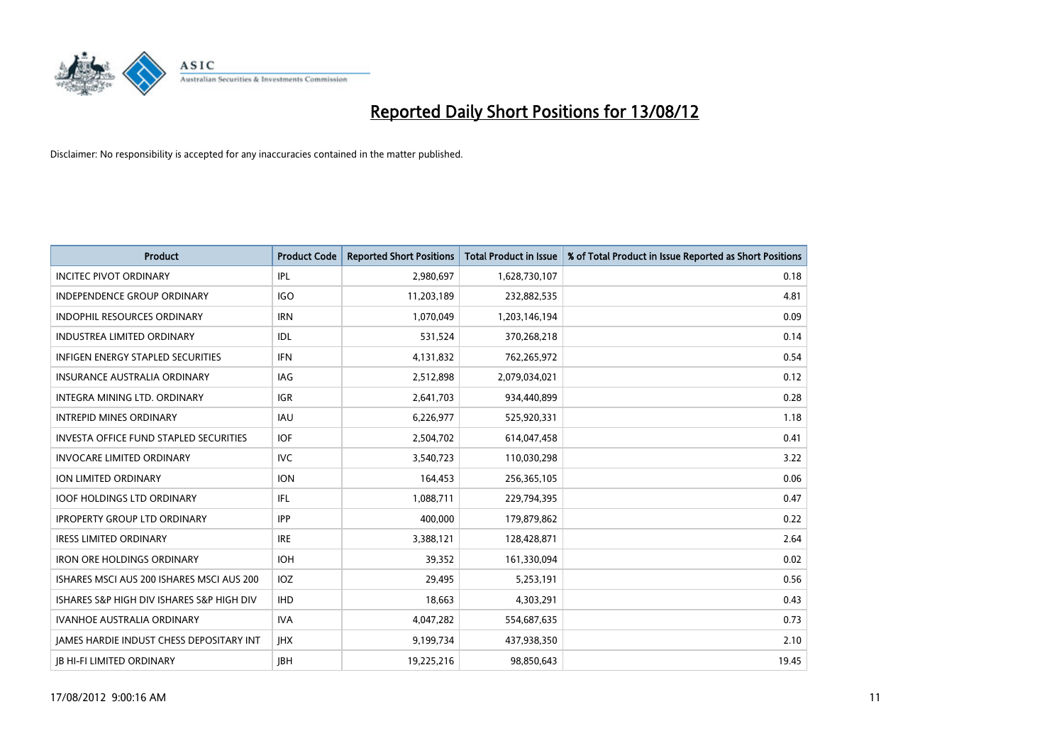# Reported Daily Short Positions for 13/08/12

Disclaimer: No responsibility is accepted for any inaccuracies contained in the matter published.

| Product | Product Code | Reported Short Positions | Total Product in Issue | % of Total Product in Issue Reported as Short Positions |
|---|---|---|---|---|
| INCITEC PIVOT ORDINARY | IPL | 2,980,697 | 1,628,730,107 | 0.18 |
| INDEPENDENCE GROUP ORDINARY | IGO | 11,203,189 | 232,882,535 | 4.81 |
| INDOPHIL RESOURCES ORDINARY | IRN | 1,070,049 | 1,203,146,194 | 0.09 |
| INDUSTREA LIMITED ORDINARY | IDL | 531,524 | 370,268,218 | 0.14 |
| INFIGEN ENERGY STAPLED SECURITIES | IFN | 4,131,832 | 762,265,972 | 0.54 |
| INSURANCE AUSTRALIA ORDINARY | IAG | 2,512,898 | 2,079,034,021 | 0.12 |
| INTEGRA MINING LTD. ORDINARY | IGR | 2,641,703 | 934,440,899 | 0.28 |
| INTREPID MINES ORDINARY | IAU | 6,226,977 | 525,920,331 | 1.18 |
| INVESTA OFFICE FUND STAPLED SECURITIES | IOF | 2,504,702 | 614,047,458 | 0.41 |
| INVOCARE LIMITED ORDINARY | IVC | 3,540,723 | 110,030,298 | 3.22 |
| ION LIMITED ORDINARY | ION | 164,453 | 256,365,105 | 0.06 |
| IOOF HOLDINGS LTD ORDINARY | IFL | 1,088,711 | 229,794,395 | 0.47 |
| IPROPERTY GROUP LTD ORDINARY | IPP | 400,000 | 179,879,862 | 0.22 |
| IRESS LIMITED ORDINARY | IRE | 3,388,121 | 128,428,871 | 2.64 |
| IRON ORE HOLDINGS ORDINARY | IOH | 39,352 | 161,330,094 | 0.02 |
| ISHARES MSCI AUS 200 ISHARES MSCI AUS 200 | IOZ | 29,495 | 5,253,191 | 0.56 |
| ISHARES S&P HIGH DIV ISHARES S&P HIGH DIV | IHD | 18,663 | 4,303,291 | 0.43 |
| IVANHOE AUSTRALIA ORDINARY | IVA | 4,047,282 | 554,687,635 | 0.73 |
| JAMES HARDIE INDUST CHESS DEPOSITARY INT | JHX | 9,199,734 | 437,938,350 | 2.10 |
| JB HI-FI LIMITED ORDINARY | JBH | 19,225,216 | 98,850,643 | 19.45 |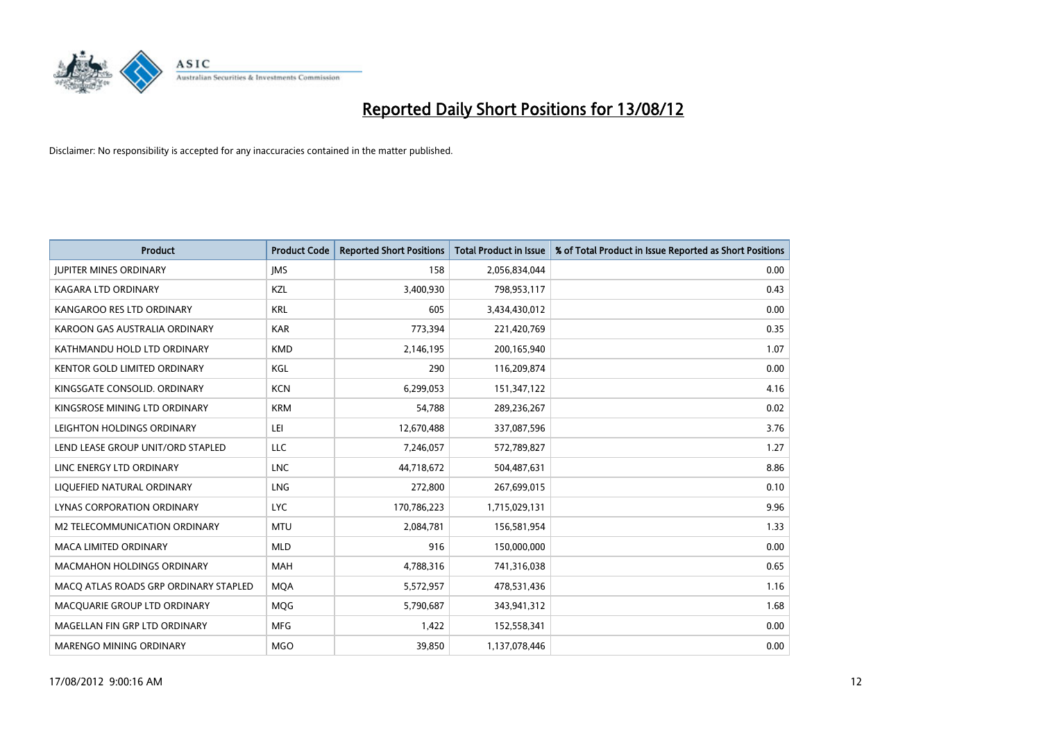# Reported Daily Short Positions for 13/08/12

Disclaimer: No responsibility is accepted for any inaccuracies contained in the matter published.

| Product | Product Code | Reported Short Positions | Total Product in Issue | % of Total Product in Issue Reported as Short Positions |
|---|---|---|---|---|
| JUPITER MINES ORDINARY | JMS | 158 | 2,056,834,044 | 0.00 |
| KAGARA LTD ORDINARY | KZL | 3,400,930 | 798,953,117 | 0.43 |
| KANGAROO RES LTD ORDINARY | KRL | 605 | 3,434,430,012 | 0.00 |
| KAROON GAS AUSTRALIA ORDINARY | KAR | 773,394 | 221,420,769 | 0.35 |
| KATHMANDU HOLD LTD ORDINARY | KMD | 2,146,195 | 200,165,940 | 1.07 |
| KENTOR GOLD LIMITED ORDINARY | KGL | 290 | 116,209,874 | 0.00 |
| KINGSGATE CONSOLID. ORDINARY | KCN | 6,299,053 | 151,347,122 | 4.16 |
| KINGSROSE MINING LTD ORDINARY | KRM | 54,788 | 289,236,267 | 0.02 |
| LEIGHTON HOLDINGS ORDINARY | LEI | 12,670,488 | 337,087,596 | 3.76 |
| LEND LEASE GROUP UNIT/ORD STAPLED | LLC | 7,246,057 | 572,789,827 | 1.27 |
| LINC ENERGY LTD ORDINARY | LNC | 44,718,672 | 504,487,631 | 8.86 |
| LIQUEFIED NATURAL ORDINARY | LNG | 272,800 | 267,699,015 | 0.10 |
| LYNAS CORPORATION ORDINARY | LYC | 170,786,223 | 1,715,029,131 | 9.96 |
| M2 TELECOMMUNICATION ORDINARY | MTU | 2,084,781 | 156,581,954 | 1.33 |
| MACA LIMITED ORDINARY | MLD | 916 | 150,000,000 | 0.00 |
| MACMAHON HOLDINGS ORDINARY | MAH | 4,788,316 | 741,316,038 | 0.65 |
| MACQ ATLAS ROADS GRP ORDINARY STAPLED | MQA | 5,572,957 | 478,531,436 | 1.16 |
| MACQUARIE GROUP LTD ORDINARY | MQG | 5,790,687 | 343,941,312 | 1.68 |
| MAGELLAN FIN GRP LTD ORDINARY | MFG | 1,422 | 152,558,341 | 0.00 |
| MARENGO MINING ORDINARY | MGO | 39,850 | 1,137,078,446 | 0.00 |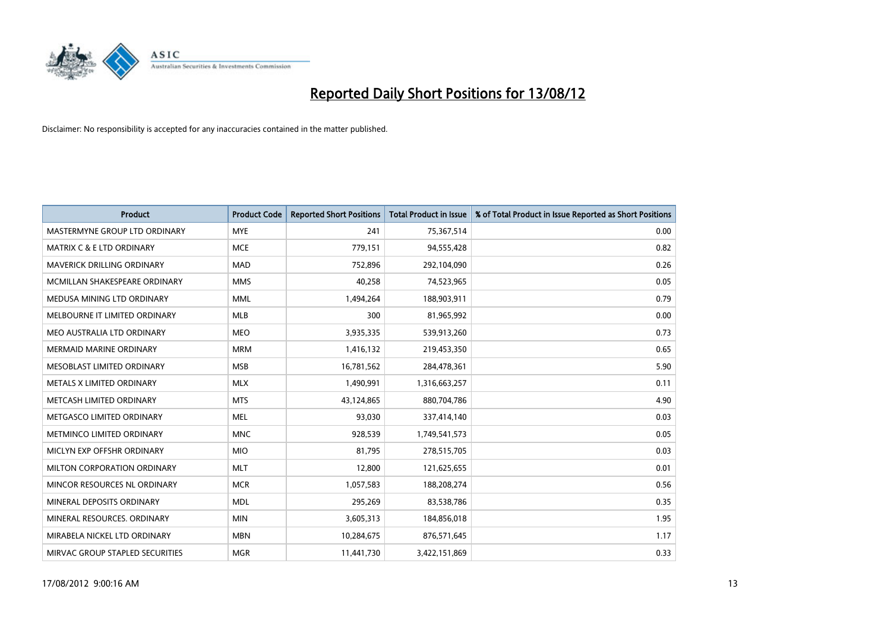# Reported Daily Short Positions for 13/08/12

Disclaimer: No responsibility is accepted for any inaccuracies contained in the matter published.

| Product | Product Code | Reported Short Positions | Total Product in Issue | % of Total Product in Issue Reported as Short Positions |
|---|---|---|---|---|
| MASTERMYNE GROUP LTD ORDINARY | MYE | 241 | 75,367,514 | 0.00 |
| MATRIX C & E LTD ORDINARY | MCE | 779,151 | 94,555,428 | 0.82 |
| MAVERICK DRILLING ORDINARY | MAD | 752,896 | 292,104,090 | 0.26 |
| MCMILLAN SHAKESPEARE ORDINARY | MMS | 40,258 | 74,523,965 | 0.05 |
| MEDUSA MINING LTD ORDINARY | MML | 1,494,264 | 188,903,911 | 0.79 |
| MELBOURNE IT LIMITED ORDINARY | MLB | 300 | 81,965,992 | 0.00 |
| MEO AUSTRALIA LTD ORDINARY | MEO | 3,935,335 | 539,913,260 | 0.73 |
| MERMAID MARINE ORDINARY | MRM | 1,416,132 | 219,453,350 | 0.65 |
| MESOBLAST LIMITED ORDINARY | MSB | 16,781,562 | 284,478,361 | 5.90 |
| METALS X LIMITED ORDINARY | MLX | 1,490,991 | 1,316,663,257 | 0.11 |
| METCASH LIMITED ORDINARY | MTS | 43,124,865 | 880,704,786 | 4.90 |
| METGASCO LIMITED ORDINARY | MEL | 93,030 | 337,414,140 | 0.03 |
| METMINCO LIMITED ORDINARY | MNC | 928,539 | 1,749,541,573 | 0.05 |
| MICLYN EXP OFFSHR ORDINARY | MIO | 81,795 | 278,515,705 | 0.03 |
| MILTON CORPORATION ORDINARY | MLT | 12,800 | 121,625,655 | 0.01 |
| MINCOR RESOURCES NL ORDINARY | MCR | 1,057,583 | 188,208,274 | 0.56 |
| MINERAL DEPOSITS ORDINARY | MDL | 295,269 | 83,538,786 | 0.35 |
| MINERAL RESOURCES. ORDINARY | MIN | 3,605,313 | 184,856,018 | 1.95 |
| MIRABELA NICKEL LTD ORDINARY | MBN | 10,284,675 | 876,571,645 | 1.17 |
| MIRVAC GROUP STAPLED SECURITIES | MGR | 11,441,730 | 3,422,151,869 | 0.33 |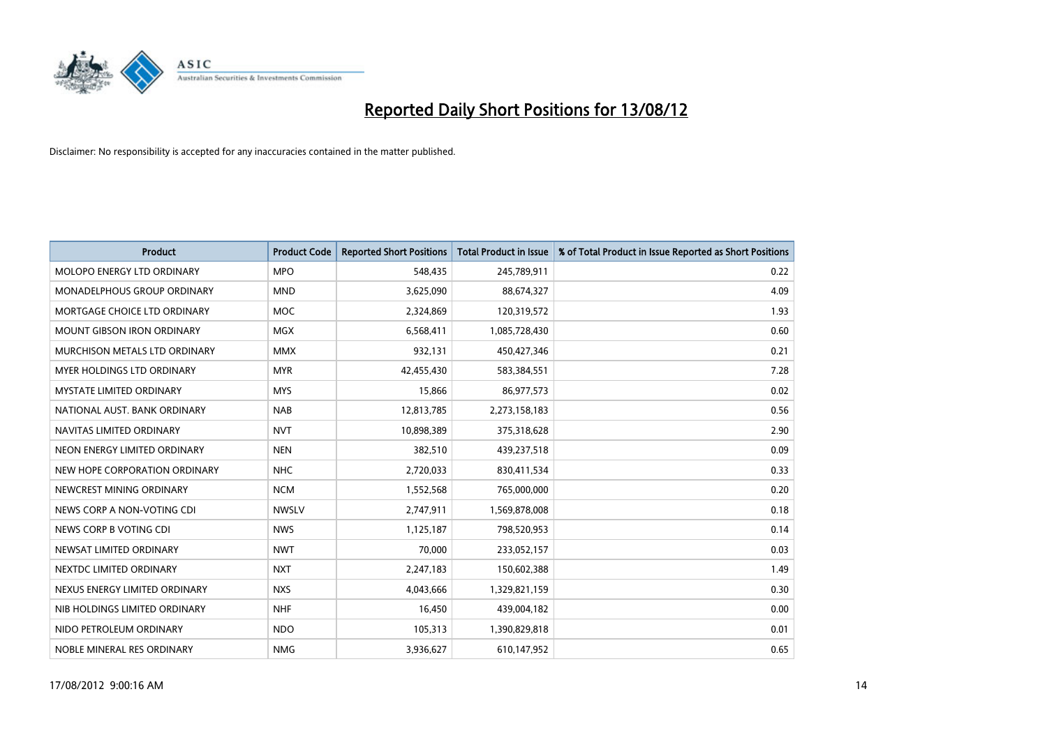# Reported Daily Short Positions for 13/08/12

Disclaimer: No responsibility is accepted for any inaccuracies contained in the matter published.

| Product | Product Code | Reported Short Positions | Total Product in Issue | % of Total Product in Issue Reported as Short Positions |
|---|---|---|---|---|
| MOLOPO ENERGY LTD ORDINARY | MPO | 548,435 | 245,789,911 | 0.22 |
| MONADELPHOUS GROUP ORDINARY | MND | 3,625,090 | 88,674,327 | 4.09 |
| MORTGAGE CHOICE LTD ORDINARY | MOC | 2,324,869 | 120,319,572 | 1.93 |
| MOUNT GIBSON IRON ORDINARY | MGX | 6,568,411 | 1,085,728,430 | 0.60 |
| MURCHISON METALS LTD ORDINARY | MMX | 932,131 | 450,427,346 | 0.21 |
| MYER HOLDINGS LTD ORDINARY | MYR | 42,455,430 | 583,384,551 | 7.28 |
| MYSTATE LIMITED ORDINARY | MYS | 15,866 | 86,977,573 | 0.02 |
| NATIONAL AUST. BANK ORDINARY | NAB | 12,813,785 | 2,273,158,183 | 0.56 |
| NAVITAS LIMITED ORDINARY | NVT | 10,898,389 | 375,318,628 | 2.90 |
| NEON ENERGY LIMITED ORDINARY | NEN | 382,510 | 439,237,518 | 0.09 |
| NEW HOPE CORPORATION ORDINARY | NHC | 2,720,033 | 830,411,534 | 0.33 |
| NEWCREST MINING ORDINARY | NCM | 1,552,568 | 765,000,000 | 0.20 |
| NEWS CORP A NON-VOTING CDI | NWSLV | 2,747,911 | 1,569,878,008 | 0.18 |
| NEWS CORP B VOTING CDI | NWS | 1,125,187 | 798,520,953 | 0.14 |
| NEWSAT LIMITED ORDINARY | NWT | 70,000 | 233,052,157 | 0.03 |
| NEXTDC LIMITED ORDINARY | NXT | 2,247,183 | 150,602,388 | 1.49 |
| NEXUS ENERGY LIMITED ORDINARY | NXS | 4,043,666 | 1,329,821,159 | 0.30 |
| NIB HOLDINGS LIMITED ORDINARY | NHF | 16,450 | 439,004,182 | 0.00 |
| NIDO PETROLEUM ORDINARY | NDO | 105,313 | 1,390,829,818 | 0.01 |
| NOBLE MINERAL RES ORDINARY | NMG | 3,936,627 | 610,147,952 | 0.65 |

17/08/2012 9:00:16 AM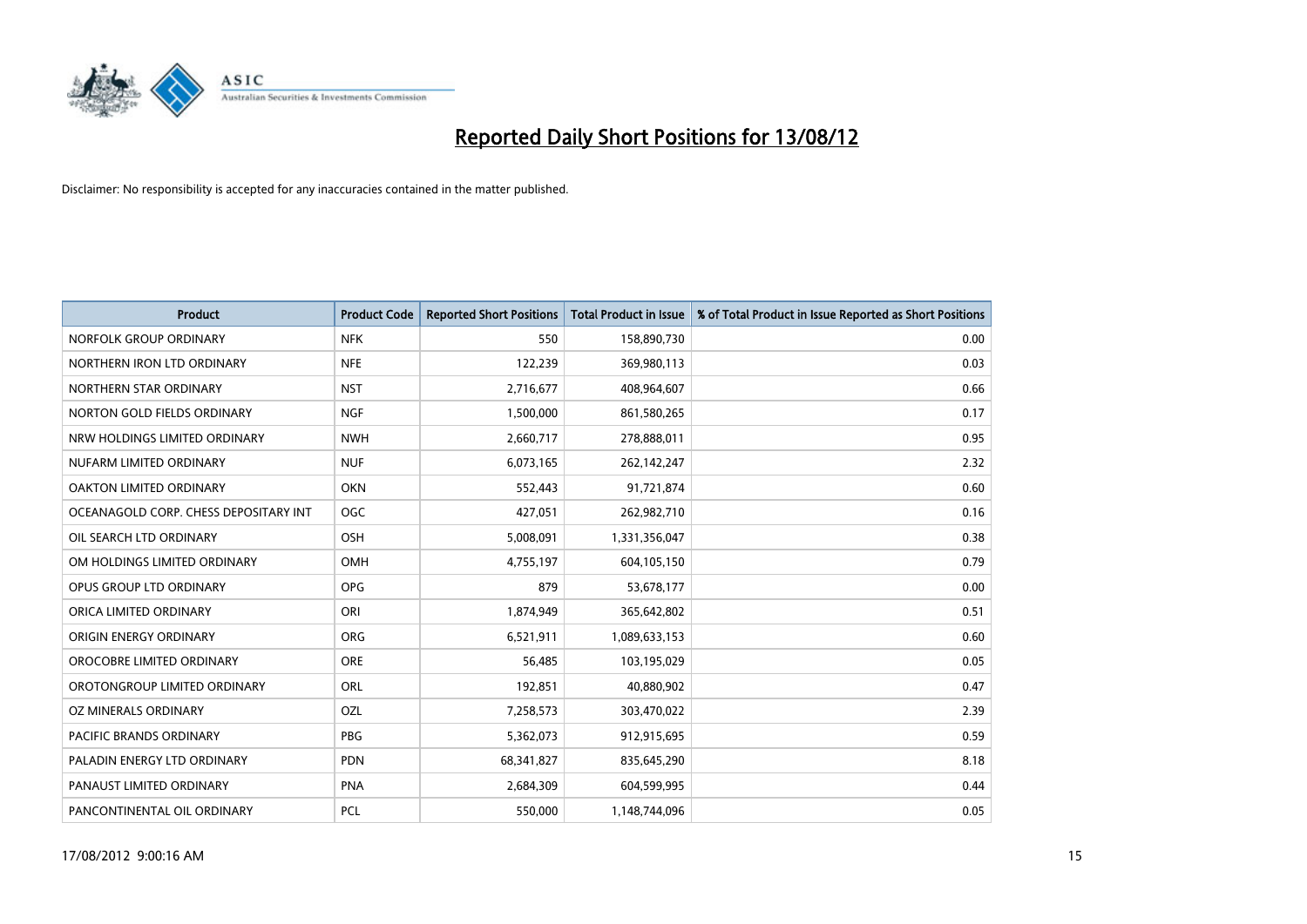# Reported Daily Short Positions for 13/08/12

Disclaimer: No responsibility is accepted for any inaccuracies contained in the matter published.

| Product | Product Code | Reported Short Positions | Total Product in Issue | % of Total Product in Issue Reported as Short Positions |
|---|---|---|---|---|
| NORFOLK GROUP ORDINARY | NFK | 550 | 158,890,730 | 0.00 |
| NORTHERN IRON LTD ORDINARY | NFE | 122,239 | 369,980,113 | 0.03 |
| NORTHERN STAR ORDINARY | NST | 2,716,677 | 408,964,607 | 0.66 |
| NORTON GOLD FIELDS ORDINARY | NGF | 1,500,000 | 861,580,265 | 0.17 |
| NRW HOLDINGS LIMITED ORDINARY | NWH | 2,660,717 | 278,888,011 | 0.95 |
| NUFARM LIMITED ORDINARY | NUF | 6,073,165 | 262,142,247 | 2.32 |
| OAKTON LIMITED ORDINARY | OKN | 552,443 | 91,721,874 | 0.60 |
| OCEANAGOLD CORP. CHESS DEPOSITARY INT | OGC | 427,051 | 262,982,710 | 0.16 |
| OIL SEARCH LTD ORDINARY | OSH | 5,008,091 | 1,331,356,047 | 0.38 |
| OM HOLDINGS LIMITED ORDINARY | OMH | 4,755,197 | 604,105,150 | 0.79 |
| OPUS GROUP LTD ORDINARY | OPG | 879 | 53,678,177 | 0.00 |
| ORICA LIMITED ORDINARY | ORI | 1,874,949 | 365,642,802 | 0.51 |
| ORIGIN ENERGY ORDINARY | ORG | 6,521,911 | 1,089,633,153 | 0.60 |
| OROCOBRE LIMITED ORDINARY | ORE | 56,485 | 103,195,029 | 0.05 |
| OROTONGROUP LIMITED ORDINARY | ORL | 192,851 | 40,880,902 | 0.47 |
| OZ MINERALS ORDINARY | OZL | 7,258,573 | 303,470,022 | 2.39 |
| PACIFIC BRANDS ORDINARY | PBG | 5,362,073 | 912,915,695 | 0.59 |
| PALADIN ENERGY LTD ORDINARY | PDN | 68,341,827 | 835,645,290 | 8.18 |
| PANAUST LIMITED ORDINARY | PNA | 2,684,309 | 604,599,995 | 0.44 |
| PANCONTINENTAL OIL ORDINARY | PCL | 550,000 | 1,148,744,096 | 0.05 |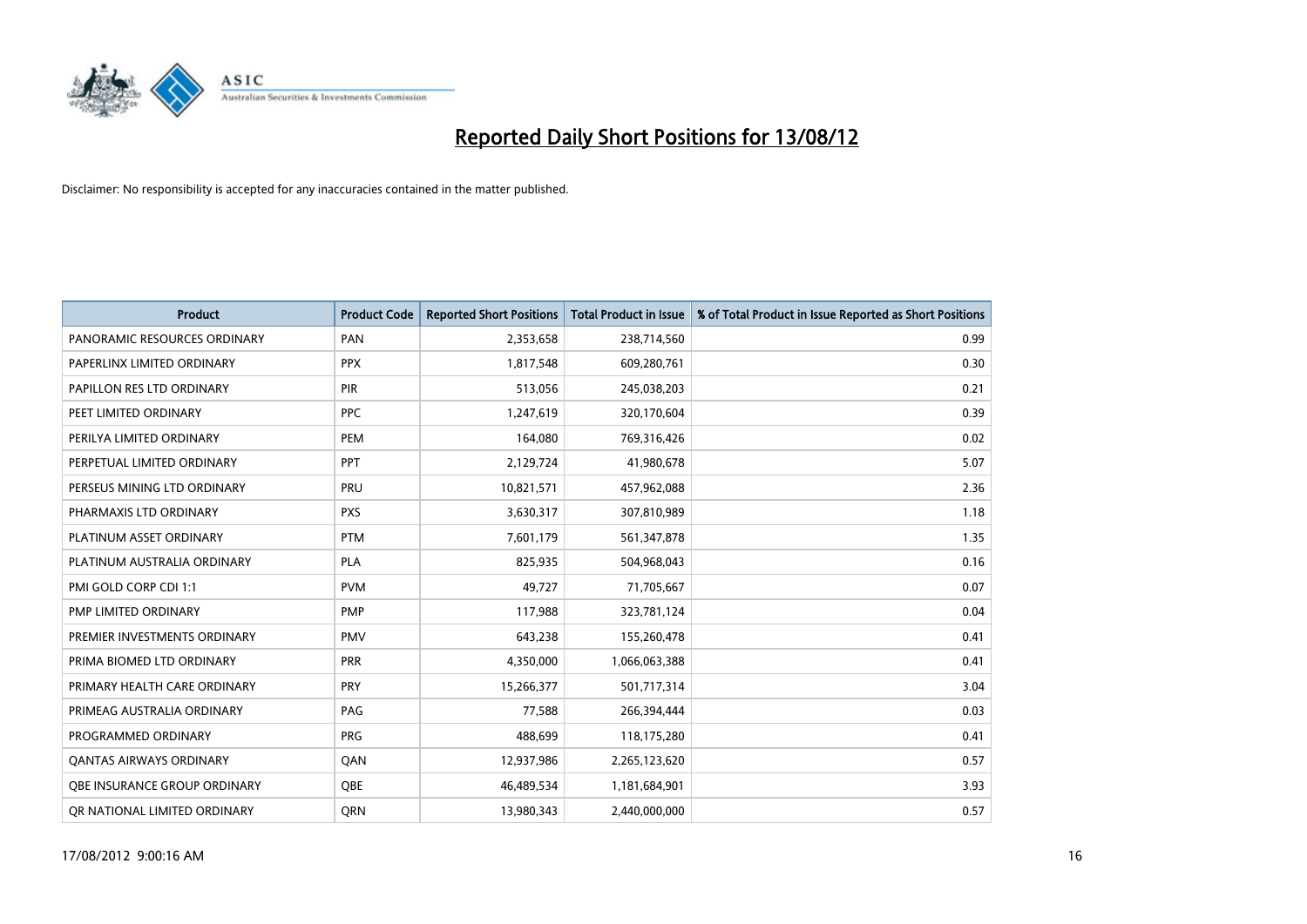# Reported Daily Short Positions for 13/08/12

Disclaimer: No responsibility is accepted for any inaccuracies contained in the matter published.

| Product | Product Code | Reported Short Positions | Total Product in Issue | % of Total Product in Issue Reported as Short Positions |
|---|---|---|---|---|
| PANORAMIC RESOURCES ORDINARY | PAN | 2,353,658 | 238,714,560 | 0.99 |
| PAPERLINX LIMITED ORDINARY | PPX | 1,817,548 | 609,280,761 | 0.30 |
| PAPILLON RES LTD ORDINARY | PIR | 513,056 | 245,038,203 | 0.21 |
| PEET LIMITED ORDINARY | PPC | 1,247,619 | 320,170,604 | 0.39 |
| PERILYA LIMITED ORDINARY | PEM | 164,080 | 769,316,426 | 0.02 |
| PERPETUAL LIMITED ORDINARY | PPT | 2,129,724 | 41,980,678 | 5.07 |
| PERSEUS MINING LTD ORDINARY | PRU | 10,821,571 | 457,962,088 | 2.36 |
| PHARMAXIS LTD ORDINARY | PXS | 3,630,317 | 307,810,989 | 1.18 |
| PLATINUM ASSET ORDINARY | PTM | 7,601,179 | 561,347,878 | 1.35 |
| PLATINUM AUSTRALIA ORDINARY | PLA | 825,935 | 504,968,043 | 0.16 |
| PMI GOLD CORP CDI 1:1 | PVM | 49,727 | 71,705,667 | 0.07 |
| PMP LIMITED ORDINARY | PMP | 117,988 | 323,781,124 | 0.04 |
| PREMIER INVESTMENTS ORDINARY | PMV | 643,238 | 155,260,478 | 0.41 |
| PRIMA BIOMED LTD ORDINARY | PRR | 4,350,000 | 1,066,063,388 | 0.41 |
| PRIMARY HEALTH CARE ORDINARY | PRY | 15,266,377 | 501,717,314 | 3.04 |
| PRIMEAG AUSTRALIA ORDINARY | PAG | 77,588 | 266,394,444 | 0.03 |
| PROGRAMMED ORDINARY | PRG | 488,699 | 118,175,280 | 0.41 |
| QANTAS AIRWAYS ORDINARY | QAN | 12,937,986 | 2,265,123,620 | 0.57 |
| QBE INSURANCE GROUP ORDINARY | QBE | 46,489,534 | 1,181,684,901 | 3.93 |
| QR NATIONAL LIMITED ORDINARY | QRN | 13,980,343 | 2,440,000,000 | 0.57 |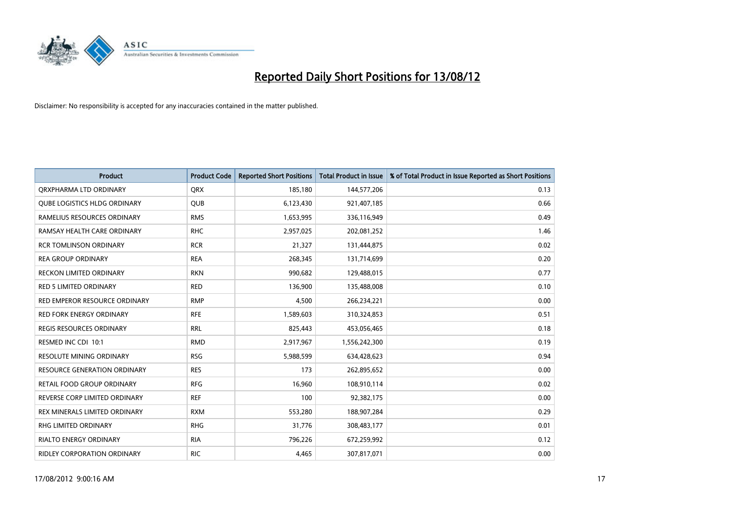# Reported Daily Short Positions for 13/08/12

Disclaimer: No responsibility is accepted for any inaccuracies contained in the matter published.

| Product | Product Code | Reported Short Positions | Total Product in Issue | % of Total Product in Issue Reported as Short Positions |
|---|---|---|---|---|
| QRXPHARMA LTD ORDINARY | QRX | 185,180 | 144,577,206 | 0.13 |
| QUBE LOGISTICS HLDG ORDINARY | QUB | 6,123,430 | 921,407,185 | 0.66 |
| RAMELIUS RESOURCES ORDINARY | RMS | 1,653,995 | 336,116,949 | 0.49 |
| RAMSAY HEALTH CARE ORDINARY | RHC | 2,957,025 | 202,081,252 | 1.46 |
| RCR TOMLINSON ORDINARY | RCR | 21,327 | 131,444,875 | 0.02 |
| REA GROUP ORDINARY | REA | 268,345 | 131,714,699 | 0.20 |
| RECKON LIMITED ORDINARY | RKN | 990,682 | 129,488,015 | 0.77 |
| RED 5 LIMITED ORDINARY | RED | 136,900 | 135,488,008 | 0.10 |
| RED EMPEROR RESOURCE ORDINARY | RMP | 4,500 | 266,234,221 | 0.00 |
| RED FORK ENERGY ORDINARY | RFE | 1,589,603 | 310,324,853 | 0.51 |
| REGIS RESOURCES ORDINARY | RRL | 825,443 | 453,056,465 | 0.18 |
| RESMED INC CDI 10:1 | RMD | 2,917,967 | 1,556,242,300 | 0.19 |
| RESOLUTE MINING ORDINARY | RSG | 5,988,599 | 634,428,623 | 0.94 |
| RESOURCE GENERATION ORDINARY | RES | 173 | 262,895,652 | 0.00 |
| RETAIL FOOD GROUP ORDINARY | RFG | 16,960 | 108,910,114 | 0.02 |
| REVERSE CORP LIMITED ORDINARY | REF | 100 | 92,382,175 | 0.00 |
| REX MINERALS LIMITED ORDINARY | RXM | 553,280 | 188,907,284 | 0.29 |
| RHG LIMITED ORDINARY | RHG | 31,776 | 308,483,177 | 0.01 |
| RIALTO ENERGY ORDINARY | RIA | 796,226 | 672,259,992 | 0.12 |
| RIDLEY CORPORATION ORDINARY | RIC | 4,465 | 307,817,071 | 0.00 |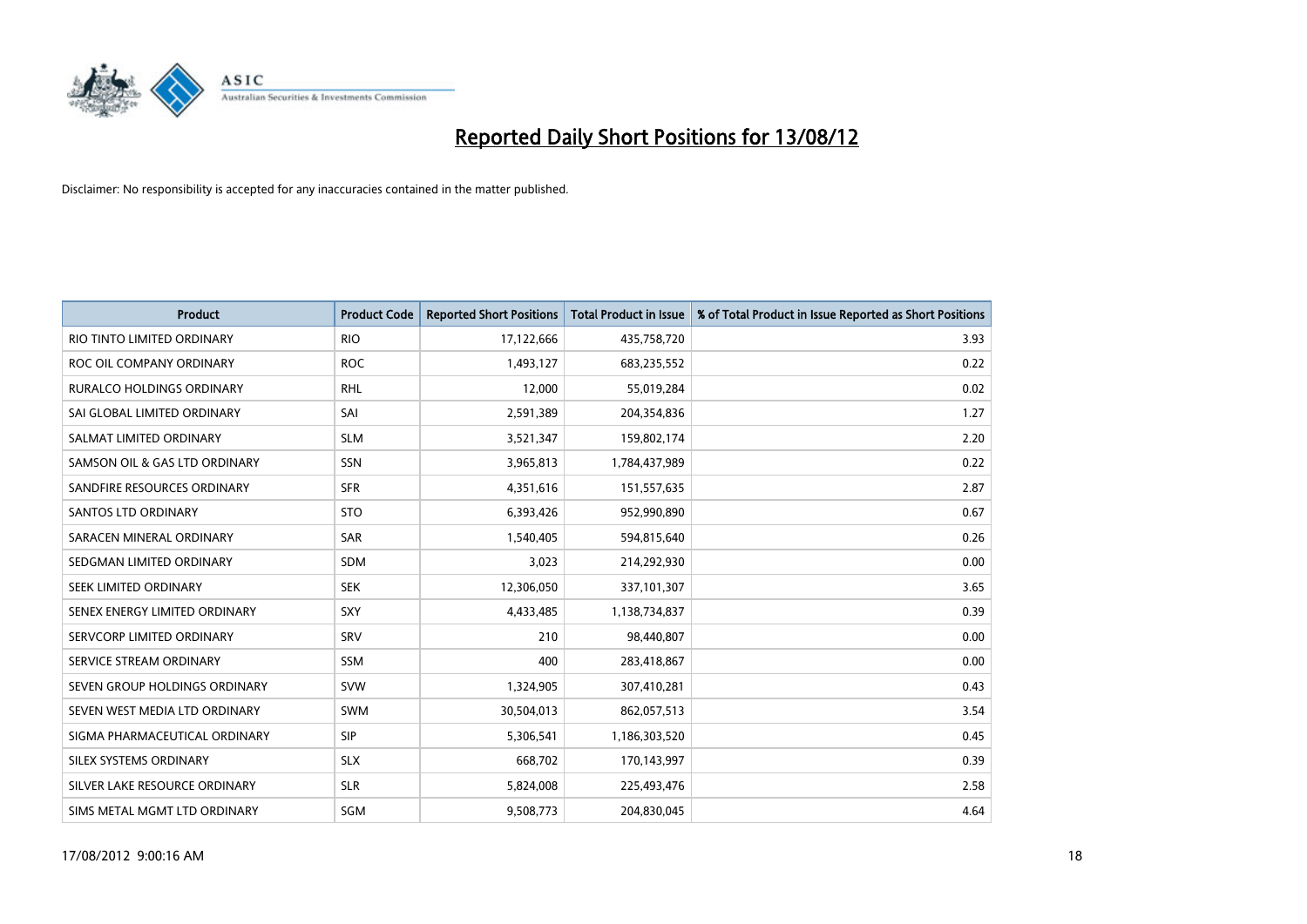# Reported Daily Short Positions for 13/08/12

Disclaimer: No responsibility is accepted for any inaccuracies contained in the matter published.

| Product | Product Code | Reported Short Positions | Total Product in Issue | % of Total Product in Issue Reported as Short Positions |
|---|---|---|---|---|
| RIO TINTO LIMITED ORDINARY | RIO | 17,122,666 | 435,758,720 | 3.93 |
| ROC OIL COMPANY ORDINARY | ROC | 1,493,127 | 683,235,552 | 0.22 |
| RURALCO HOLDINGS ORDINARY | RHL | 12,000 | 55,019,284 | 0.02 |
| SAI GLOBAL LIMITED ORDINARY | SAI | 2,591,389 | 204,354,836 | 1.27 |
| SALMAT LIMITED ORDINARY | SLM | 3,521,347 | 159,802,174 | 2.20 |
| SAMSON OIL & GAS LTD ORDINARY | SSN | 3,965,813 | 1,784,437,989 | 0.22 |
| SANDFIRE RESOURCES ORDINARY | SFR | 4,351,616 | 151,557,635 | 2.87 |
| SANTOS LTD ORDINARY | STO | 6,393,426 | 952,990,890 | 0.67 |
| SARACEN MINERAL ORDINARY | SAR | 1,540,405 | 594,815,640 | 0.26 |
| SEDGMAN LIMITED ORDINARY | SDM | 3,023 | 214,292,930 | 0.00 |
| SEEK LIMITED ORDINARY | SEK | 12,306,050 | 337,101,307 | 3.65 |
| SENEX ENERGY LIMITED ORDINARY | SXY | 4,433,485 | 1,138,734,837 | 0.39 |
| SERVCORP LIMITED ORDINARY | SRV | 210 | 98,440,807 | 0.00 |
| SERVICE STREAM ORDINARY | SSM | 400 | 283,418,867 | 0.00 |
| SEVEN GROUP HOLDINGS ORDINARY | SVW | 1,324,905 | 307,410,281 | 0.43 |
| SEVEN WEST MEDIA LTD ORDINARY | SWM | 30,504,013 | 862,057,513 | 3.54 |
| SIGMA PHARMACEUTICAL ORDINARY | SIP | 5,306,541 | 1,186,303,520 | 0.45 |
| SILEX SYSTEMS ORDINARY | SLX | 668,702 | 170,143,997 | 0.39 |
| SILVER LAKE RESOURCE ORDINARY | SLR | 5,824,008 | 225,493,476 | 2.58 |
| SIMS METAL MGMT LTD ORDINARY | SGM | 9,508,773 | 204,830,045 | 4.64 |

17/08/2012 9:00:16 AM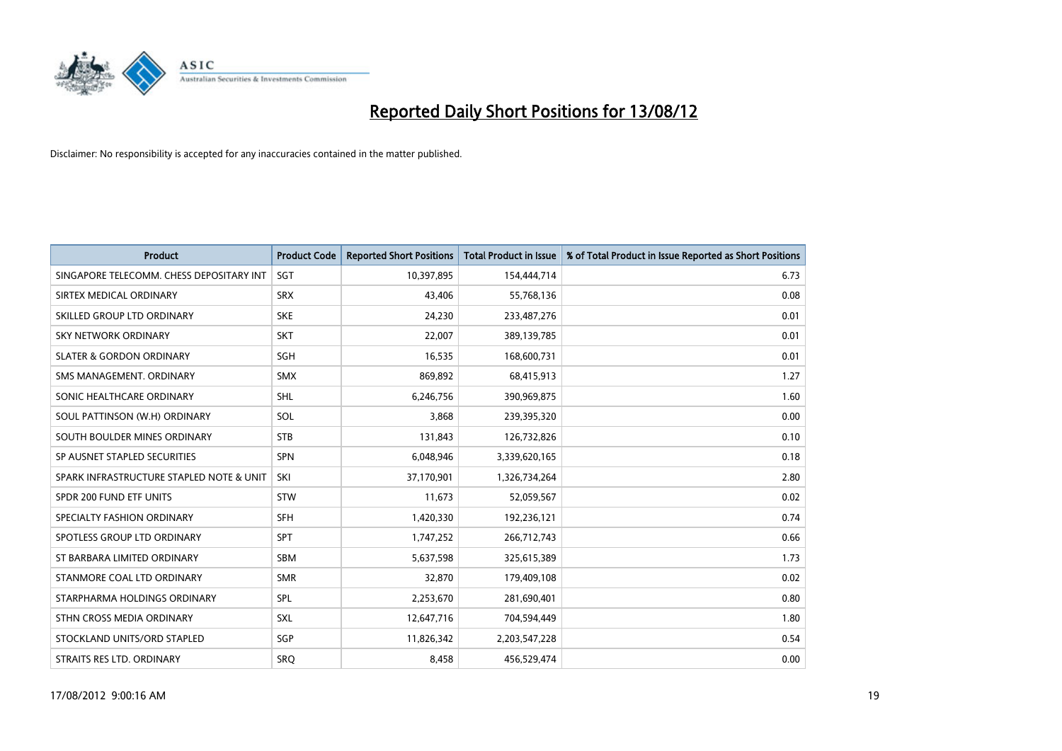# Reported Daily Short Positions for 13/08/12

Disclaimer: No responsibility is accepted for any inaccuracies contained in the matter published.

| Product | Product Code | Reported Short Positions | Total Product in Issue | % of Total Product in Issue Reported as Short Positions |
|---|---|---|---|---|
| SINGAPORE TELECOMM. CHESS DEPOSITARY INT | SGT | 10,397,895 | 154,444,714 | 6.73 |
| SIRTEX MEDICAL ORDINARY | SRX | 43,406 | 55,768,136 | 0.08 |
| SKILLED GROUP LTD ORDINARY | SKE | 24,230 | 233,487,276 | 0.01 |
| SKY NETWORK ORDINARY | SKT | 22,007 | 389,139,785 | 0.01 |
| SLATER & GORDON ORDINARY | SGH | 16,535 | 168,600,731 | 0.01 |
| SMS MANAGEMENT. ORDINARY | SMX | 869,892 | 68,415,913 | 1.27 |
| SONIC HEALTHCARE ORDINARY | SHL | 6,246,756 | 390,969,875 | 1.60 |
| SOUL PATTINSON (W.H) ORDINARY | SOL | 3,868 | 239,395,320 | 0.00 |
| SOUTH BOULDER MINES ORDINARY | STB | 131,843 | 126,732,826 | 0.10 |
| SP AUSNET STAPLED SECURITIES | SPN | 6,048,946 | 3,339,620,165 | 0.18 |
| SPARK INFRASTRUCTURE STAPLED NOTE & UNIT | SKI | 37,170,901 | 1,326,734,264 | 2.80 |
| SPDR 200 FUND ETF UNITS | STW | 11,673 | 52,059,567 | 0.02 |
| SPECIALTY FASHION ORDINARY | SFH | 1,420,330 | 192,236,121 | 0.74 |
| SPOTLESS GROUP LTD ORDINARY | SPT | 1,747,252 | 266,712,743 | 0.66 |
| ST BARBARA LIMITED ORDINARY | SBM | 5,637,598 | 325,615,389 | 1.73 |
| STANMORE COAL LTD ORDINARY | SMR | 32,870 | 179,409,108 | 0.02 |
| STARPHARMA HOLDINGS ORDINARY | SPL | 2,253,670 | 281,690,401 | 0.80 |
| STHN CROSS MEDIA ORDINARY | SXL | 12,647,716 | 704,594,449 | 1.80 |
| STOCKLAND UNITS/ORD STAPLED | SGP | 11,826,342 | 2,203,547,228 | 0.54 |
| STRAITS RES LTD. ORDINARY | SRQ | 8,458 | 456,529,474 | 0.00 |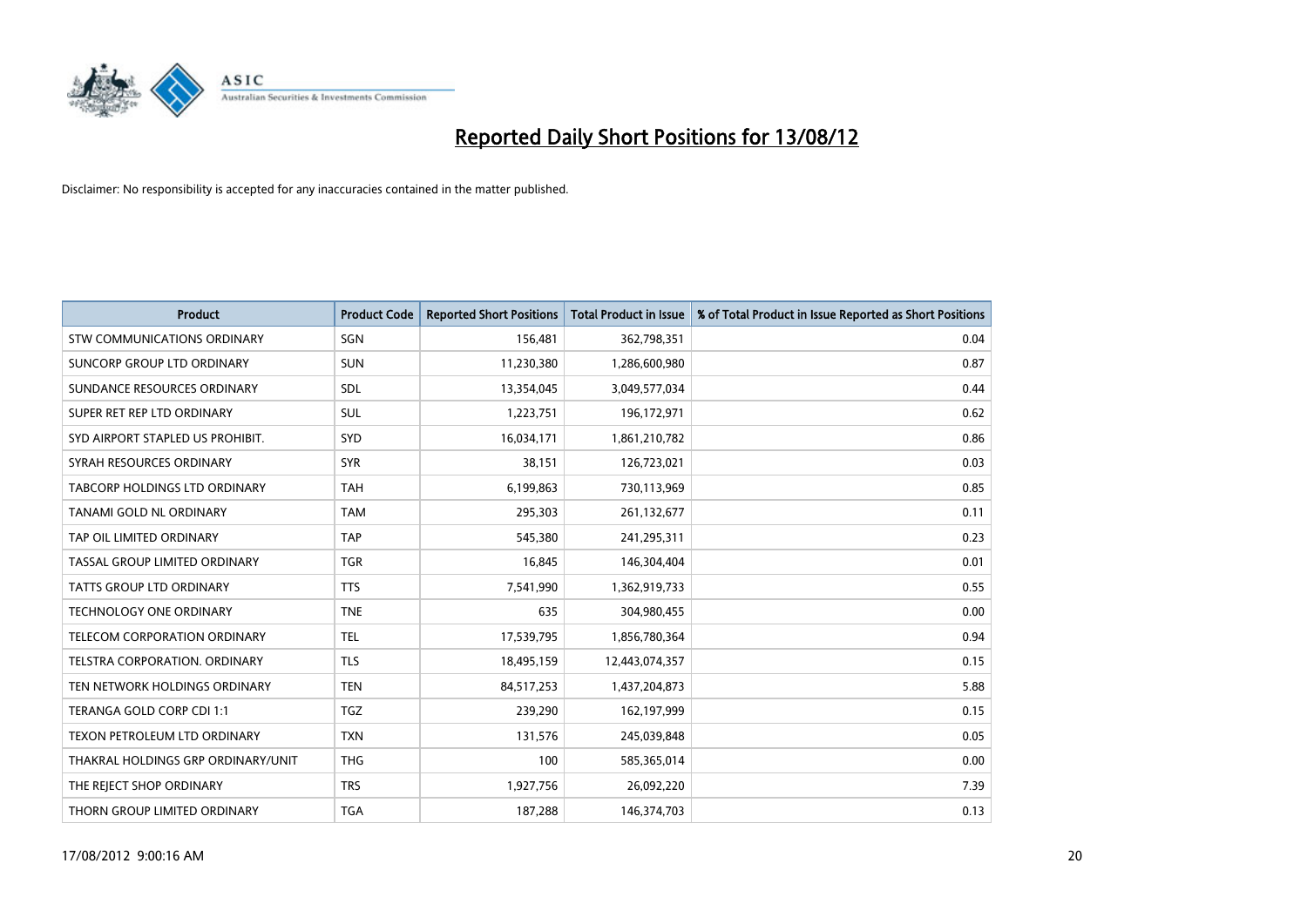# Reported Daily Short Positions for 13/08/12

Disclaimer: No responsibility is accepted for any inaccuracies contained in the matter published.

| Product | Product Code | Reported Short Positions | Total Product in Issue | % of Total Product in Issue Reported as Short Positions |
|---|---|---|---|---|
| STW COMMUNICATIONS ORDINARY | SGN | 156,481 | 362,798,351 | 0.04 |
| SUNCORP GROUP LTD ORDINARY | SUN | 11,230,380 | 1,286,600,980 | 0.87 |
| SUNDANCE RESOURCES ORDINARY | SDL | 13,354,045 | 3,049,577,034 | 0.44 |
| SUPER RET REP LTD ORDINARY | SUL | 1,223,751 | 196,172,971 | 0.62 |
| SYD AIRPORT STAPLED US PROHIBIT. | SYD | 16,034,171 | 1,861,210,782 | 0.86 |
| SYRAH RESOURCES ORDINARY | SYR | 38,151 | 126,723,021 | 0.03 |
| TABCORP HOLDINGS LTD ORDINARY | TAH | 6,199,863 | 730,113,969 | 0.85 |
| TANAMI GOLD NL ORDINARY | TAM | 295,303 | 261,132,677 | 0.11 |
| TAP OIL LIMITED ORDINARY | TAP | 545,380 | 241,295,311 | 0.23 |
| TASSAL GROUP LIMITED ORDINARY | TGR | 16,845 | 146,304,404 | 0.01 |
| TATTS GROUP LTD ORDINARY | TTS | 7,541,990 | 1,362,919,733 | 0.55 |
| TECHNOLOGY ONE ORDINARY | TNE | 635 | 304,980,455 | 0.00 |
| TELECOM CORPORATION ORDINARY | TEL | 17,539,795 | 1,856,780,364 | 0.94 |
| TELSTRA CORPORATION. ORDINARY | TLS | 18,495,159 | 12,443,074,357 | 0.15 |
| TEN NETWORK HOLDINGS ORDINARY | TEN | 84,517,253 | 1,437,204,873 | 5.88 |
| TERANGA GOLD CORP CDI 1:1 | TGZ | 239,290 | 162,197,999 | 0.15 |
| TEXON PETROLEUM LTD ORDINARY | TXN | 131,576 | 245,039,848 | 0.05 |
| THAKRAL HOLDINGS GRP ORDINARY/UNIT | THG | 100 | 585,365,014 | 0.00 |
| THE REJECT SHOP ORDINARY | TRS | 1,927,756 | 26,092,220 | 7.39 |
| THORN GROUP LIMITED ORDINARY | TGA | 187,288 | 146,374,703 | 0.13 |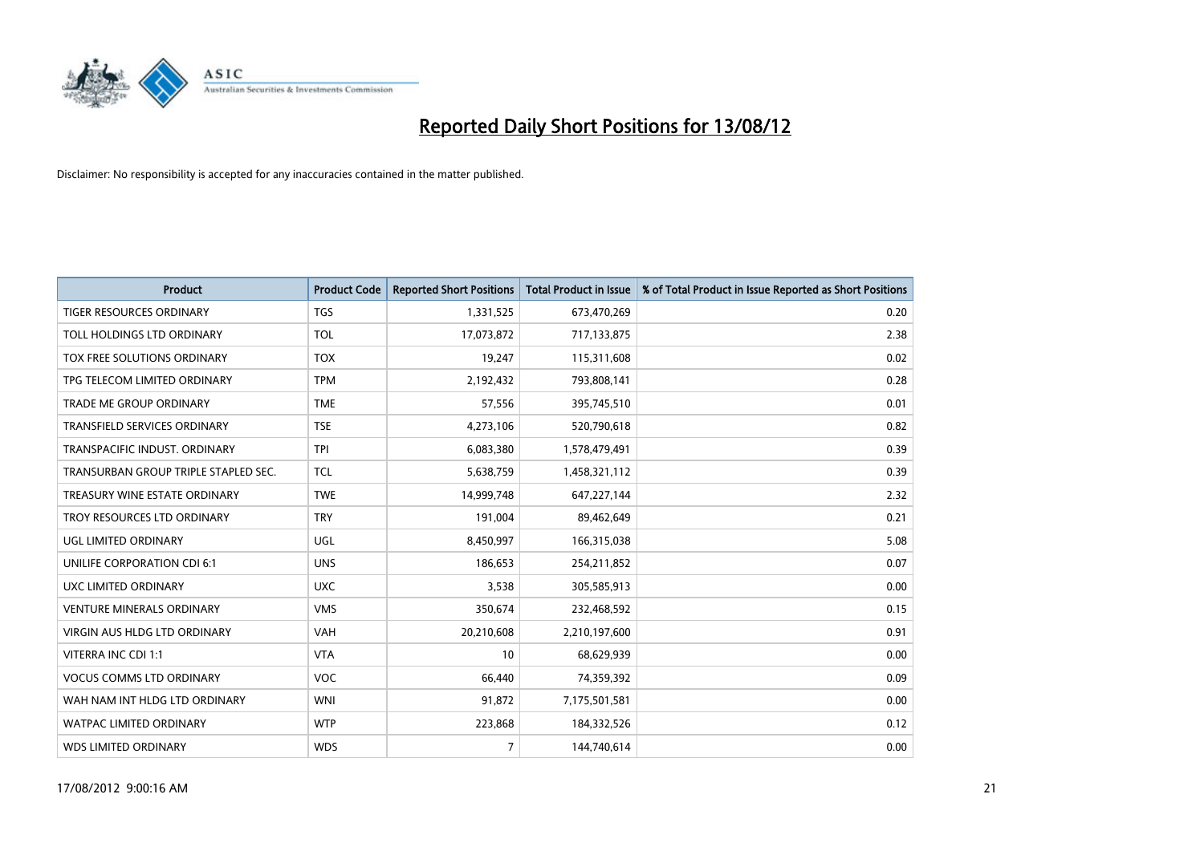# Reported Daily Short Positions for 13/08/12

Disclaimer: No responsibility is accepted for any inaccuracies contained in the matter published.

| Product | Product Code | Reported Short Positions | Total Product in Issue | % of Total Product in Issue Reported as Short Positions |
|---|---|---|---|---|
| TIGER RESOURCES ORDINARY | TGS | 1,331,525 | 673,470,269 | 0.20 |
| TOLL HOLDINGS LTD ORDINARY | TOL | 17,073,872 | 717,133,875 | 2.38 |
| TOX FREE SOLUTIONS ORDINARY | TOX | 19,247 | 115,311,608 | 0.02 |
| TPG TELECOM LIMITED ORDINARY | TPM | 2,192,432 | 793,808,141 | 0.28 |
| TRADE ME GROUP ORDINARY | TME | 57,556 | 395,745,510 | 0.01 |
| TRANSFIELD SERVICES ORDINARY | TSE | 4,273,106 | 520,790,618 | 0.82 |
| TRANSPACIFIC INDUST. ORDINARY | TPI | 6,083,380 | 1,578,479,491 | 0.39 |
| TRANSURBAN GROUP TRIPLE STAPLED SEC. | TCL | 5,638,759 | 1,458,321,112 | 0.39 |
| TREASURY WINE ESTATE ORDINARY | TWE | 14,999,748 | 647,227,144 | 2.32 |
| TROY RESOURCES LTD ORDINARY | TRY | 191,004 | 89,462,649 | 0.21 |
| UGL LIMITED ORDINARY | UGL | 8,450,997 | 166,315,038 | 5.08 |
| UNILIFE CORPORATION CDI 6:1 | UNS | 186,653 | 254,211,852 | 0.07 |
| UXC LIMITED ORDINARY | UXC | 3,538 | 305,585,913 | 0.00 |
| VENTURE MINERALS ORDINARY | VMS | 350,674 | 232,468,592 | 0.15 |
| VIRGIN AUS HLDG LTD ORDINARY | VAH | 20,210,608 | 2,210,197,600 | 0.91 |
| VITERRA INC CDI 1:1 | VTA | 10 | 68,629,939 | 0.00 |
| VOCUS COMMS LTD ORDINARY | VOC | 66,440 | 74,359,392 | 0.09 |
| WAH NAM INT HLDG LTD ORDINARY | WNI | 91,872 | 7,175,501,581 | 0.00 |
| WATPAC LIMITED ORDINARY | WTP | 223,868 | 184,332,526 | 0.12 |
| WDS LIMITED ORDINARY | WDS | 7 | 144,740,614 | 0.00 |

17/08/2012 9:00:16 AM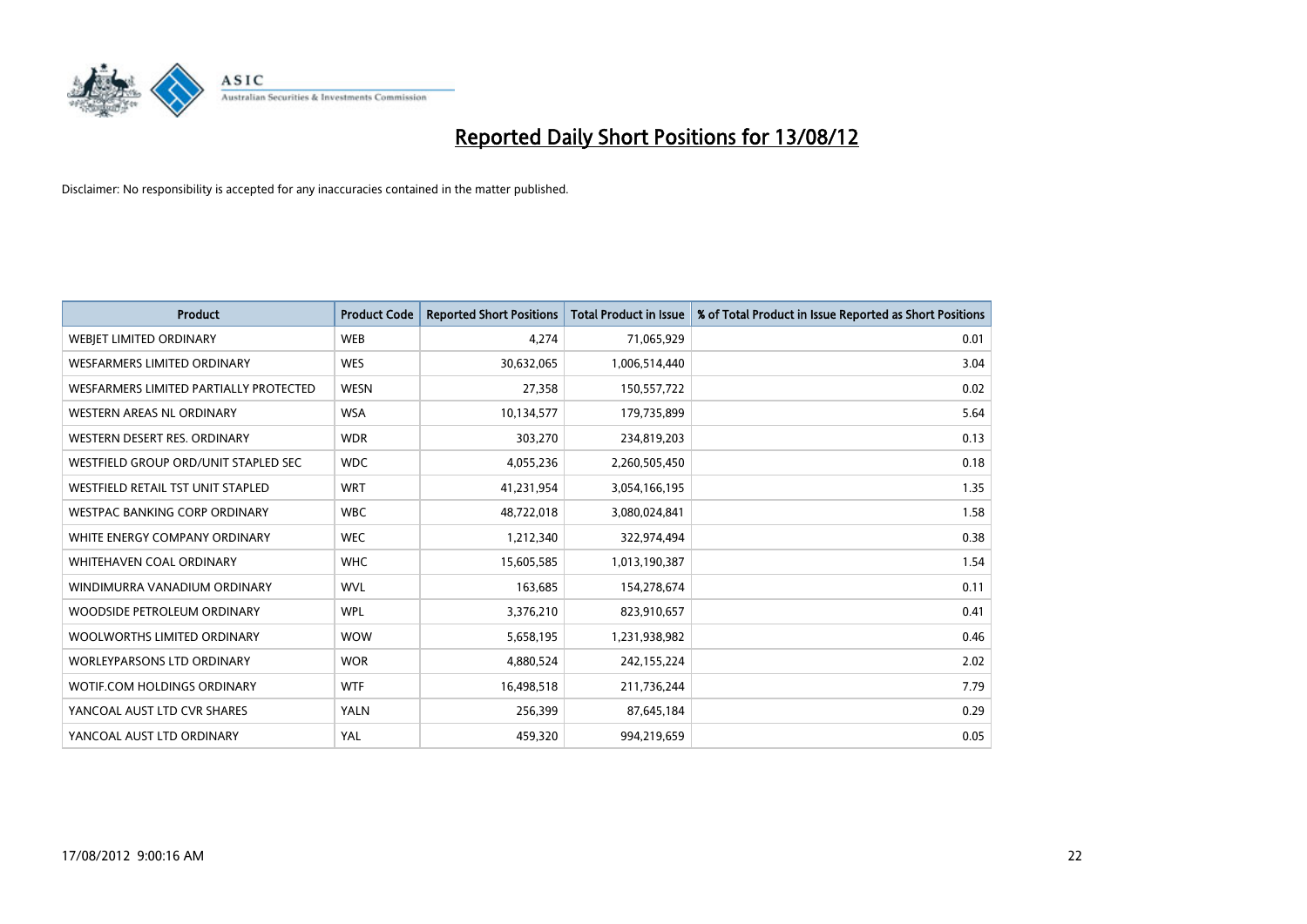# Reported Daily Short Positions for 13/08/12

Disclaimer: No responsibility is accepted for any inaccuracies contained in the matter published.

| Product | Product Code | Reported Short Positions | Total Product in Issue | % of Total Product in Issue Reported as Short Positions |
|---|---|---|---|---|
| WEBJET LIMITED ORDINARY | WEB | 4,274 | 71,065,929 | 0.01 |
| WESFARMERS LIMITED ORDINARY | WES | 30,632,065 | 1,006,514,440 | 3.04 |
| WESFARMERS LIMITED PARTIALLY PROTECTED | WESN | 27,358 | 150,557,722 | 0.02 |
| WESTERN AREAS NL ORDINARY | WSA | 10,134,577 | 179,735,899 | 5.64 |
| WESTERN DESERT RES. ORDINARY | WDR | 303,270 | 234,819,203 | 0.13 |
| WESTFIELD GROUP ORD/UNIT STAPLED SEC | WDC | 4,055,236 | 2,260,505,450 | 0.18 |
| WESTFIELD RETAIL TST UNIT STAPLED | WRT | 41,231,954 | 3,054,166,195 | 1.35 |
| WESTPAC BANKING CORP ORDINARY | WBC | 48,722,018 | 3,080,024,841 | 1.58 |
| WHITE ENERGY COMPANY ORDINARY | WEC | 1,212,340 | 322,974,494 | 0.38 |
| WHITEHAVEN COAL ORDINARY | WHC | 15,605,585 | 1,013,190,387 | 1.54 |
| WINDIMURRA VANADIUM ORDINARY | WVL | 163,685 | 154,278,674 | 0.11 |
| WOODSIDE PETROLEUM ORDINARY | WPL | 3,376,210 | 823,910,657 | 0.41 |
| WOOLWORTHS LIMITED ORDINARY | WOW | 5,658,195 | 1,231,938,982 | 0.46 |
| WORLEYPARSONS LTD ORDINARY | WOR | 4,880,524 | 242,155,224 | 2.02 |
| WOTIF.COM HOLDINGS ORDINARY | WTF | 16,498,518 | 211,736,244 | 7.79 |
| YANCOAL AUST LTD CVR SHARES | YALN | 256,399 | 87,645,184 | 0.29 |
| YANCOAL AUST LTD ORDINARY | YAL | 459,320 | 994,219,659 | 0.05 |

17/08/2012 9:00:16 AM